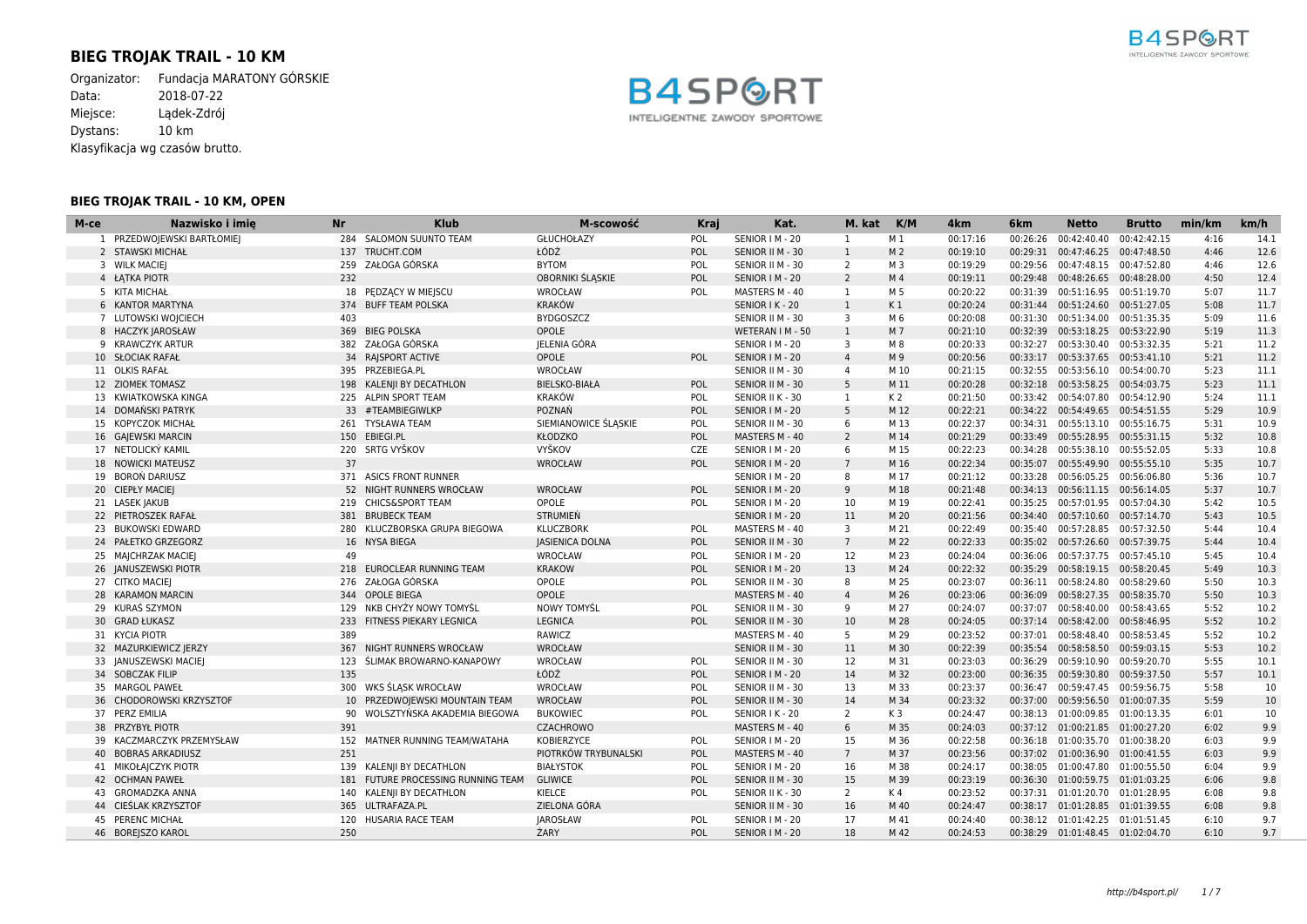# BIEG TROJAK TRAIL - 10 KM

Organizator: Fundacja MARATONY GÓRSKIE
Data: 2018-07-22
Miejsce: Lądek-Zdrój
Dystans: 10 km
Klasyfikacja wg czasów brutto.

## BIEG TROJAK TRAIL - 10 KM, OPEN

| M-ce | Nazwisko i imię | Nr | Klub | M-scowość | Kraj | Kat. | M. kat | K/M | 4km | 6km | Netto | Brutto | min/km | km/h |
|---|---|---|---|---|---|---|---|---|---|---|---|---|---|---|
| 1 | PRZEDWOJEWSKI BARTŁOMIEJ | 284 | SALOMON SUUNTO TEAM | GŁUCHOŁAZY | POL | SENIOR I M - 20 | 1 | M 1 | 00:17:16 | 00:26:26 | 00:42:40.40 | 00:42:42.15 | 4:16 | 14.1 |
| 2 | STAWSKI MICHAŁ | 137 | TRUCHT.COM | ŁÓDŹ | POL | SENIOR II M - 30 | 1 | M 2 | 00:19:10 | 00:29:31 | 00:47:46.25 | 00:47:48.50 | 4:46 | 12.6 |
| 3 | WILK MACIEJ | 259 | ZAŁOGA GÓRSKA | BYTOM | POL | SENIOR II M - 30 | 2 | M 3 | 00:19:29 | 00:29:56 | 00:47:48.15 | 00:47:52.80 | 4:46 | 12.6 |
| 4 | ŁATKA PIOTR | 232 | | OBORNIKI ŚLĄSKIE | POL | SENIOR I M - 20 | 2 | M 4 | 00:19:11 | 00:29:48 | 00:48:26.65 | 00:48:28.00 | 4:50 | 12.4 |
| 5 | KITA MICHAŁ | 18 | PĘDZĄCY W MIEJSCU | WROCŁAW | POL | MASTERS M - 40 | 1 | M 5 | 00:20:22 | 00:31:39 | 00:51:16.95 | 00:51:19.70 | 5:07 | 11.7 |
| 6 | KANTOR MARTYNA | 374 | BUFF TEAM POLSKA | KRAKÓW | | SENIOR I K - 20 | 1 | K 1 | 00:20:24 | 00:31:44 | 00:51:24.60 | 00:51:27.05 | 5:08 | 11.7 |
| 7 | LUTOWSKI WOJCIECH | 403 | | BYDGOSZCZ | | SENIOR II M - 30 | 3 | M 6 | 00:20:08 | 00:31:30 | 00:51:34.00 | 00:51:35.35 | 5:09 | 11.6 |
| 8 | HACZYK JAROSŁAW | 369 | BIEG POLSKA | OPOLE | | WETERAN I M - 50 | 1 | M 7 | 00:21:10 | 00:32:39 | 00:53:18.25 | 00:53:22.90 | 5:19 | 11.3 |
| 9 | KRAWCZYK ARTUR | 382 | ZAŁOGA GÓRSKA | JELENIA GÓRA | | SENIOR I M - 20 | 3 | M 8 | 00:20:33 | 00:32:27 | 00:53:30.40 | 00:53:32.35 | 5:21 | 11.2 |
| 10 | SŁOCIAK RAFAŁ | 34 | RAJSPORT ACTIVE | OPOLE | POL | SENIOR I M - 20 | 4 | M 9 | 00:20:56 | 00:33:17 | 00:53:37.65 | 00:53:41.10 | 5:21 | 11.2 |
| 11 | OLKIS RAFAŁ | 395 | PRZEBIEGA.PL | WROCŁAW | | SENIOR II M - 30 | 4 | M 10 | 00:21:15 | 00:32:55 | 00:53:56.10 | 00:54:00.70 | 5:23 | 11.1 |
| 12 | ZIOMEK TOMASZ | 198 | KALENJI BY DECATHLON | BIELSKO-BIAŁA | POL | SENIOR II M - 30 | 5 | M 11 | 00:20:28 | 00:32:18 | 00:53:58.25 | 00:54:03.75 | 5:23 | 11.1 |
| 13 | KWIATKOWSKA KINGA | 225 | ALPIN SPORT TEAM | KRAKÓW | POL | SENIOR II K - 30 | 1 | K 2 | 00:21:50 | 00:33:42 | 00:54:07.80 | 00:54:12.90 | 5:24 | 11.1 |
| 14 | DOMAŃSKI PATRYK | 33 | #TEAMBIEGIWLKP | POZNAŃ | POL | SENIOR I M - 20 | 5 | M 12 | 00:22:21 | 00:34:22 | 00:54:49.65 | 00:54:51.55 | 5:29 | 10.9 |
| 15 | KOPYCZOK MICHAŁ | 261 | TYSŁAWA TEAM | SIEMIANOWICE ŚLĄSKIE | POL | SENIOR II M - 30 | 6 | M 13 | 00:22:37 | 00:34:31 | 00:55:13.10 | 00:55:16.75 | 5:31 | 10.9 |
| 16 | GAJEWSKI MARCIN | 150 | EBIEGI.PL | KŁODZKO | POL | MASTERS M - 40 | 2 | M 14 | 00:21:29 | 00:33:49 | 00:55:28.95 | 00:55:31.15 | 5:32 | 10.8 |
| 17 | NETOLICKÝ KAMIL | 220 | SRTG VYŠKOV | VYŠKOV | CZE | SENIOR I M - 20 | 6 | M 15 | 00:22:23 | 00:34:28 | 00:55:38.10 | 00:55:52.05 | 5:33 | 10.8 |
| 18 | NOWICKI MATEUSZ | 37 | | WROCŁAW | POL | SENIOR I M - 20 | 7 | M 16 | 00:22:34 | 00:35:07 | 00:55:49.90 | 00:55:55.10 | 5:35 | 10.7 |
| 19 | BOROŃ DARIUSZ | 371 | ASICS FRONT RUNNER | | | SENIOR I M - 20 | 8 | M 17 | 00:21:12 | 00:33:28 | 00:56:05.25 | 00:56:06.80 | 5:36 | 10.7 |
| 20 | CIEPŁY MACIEJ | 52 | NIGHT RUNNERS WROCŁAW | WROCŁAW | POL | SENIOR I M - 20 | 9 | M 18 | 00:21:48 | 00:34:13 | 00:56:11.15 | 00:56:14.05 | 5:37 | 10.7 |
| 21 | LASEK JAKUB | 219 | CHICS&SPORT TEAM | OPOLE | POL | SENIOR I M - 20 | 10 | M 19 | 00:22:41 | 00:35:25 | 00:57:01.95 | 00:57:04.30 | 5:42 | 10.5 |
| 22 | PIETROSZEK RAFAŁ | 381 | BRUBECK TEAM | STRUMIEŃ | | SENIOR I M - 20 | 11 | M 20 | 00:21:56 | 00:34:40 | 00:57:10.60 | 00:57:14.70 | 5:43 | 10.5 |
| 23 | BUKOWSKI EDWARD | 280 | KLUCZBORSKA GRUPA BIEGOWA | KLUCZBORK | POL | MASTERS M - 40 | 3 | M 21 | 00:22:49 | 00:35:40 | 00:57:28.85 | 00:57:32.50 | 5:44 | 10.4 |
| 24 | PAŁETKO GRZEGORZ | 16 | NYSA BIEGA | JASIENICA DOLNA | POL | SENIOR II M - 30 | 7 | M 22 | 00:22:33 | 00:35:02 | 00:57:26.60 | 00:57:39.75 | 5:44 | 10.4 |
| 25 | MAJCHRZAK MACIEJ | 49 | | WROCŁAW | POL | SENIOR I M - 20 | 12 | M 23 | 00:24:04 | 00:36:06 | 00:57:37.75 | 00:57:45.10 | 5:45 | 10.4 |
| 26 | JANUSZEWSKI PIOTR | 218 | EUROCLEAR RUNNING TEAM | KRAKOW | POL | SENIOR I M - 20 | 13 | M 24 | 00:22:32 | 00:35:29 | 00:58:19.15 | 00:58:20.45 | 5:49 | 10.3 |
| 27 | CITKO MACIEJ | 276 | ZAŁOGA GÓRSKA | OPOLE | POL | SENIOR II M - 30 | 8 | M 25 | 00:23:07 | 00:36:11 | 00:58:24.80 | 00:58:29.60 | 5:50 | 10.3 |
| 28 | KARAMON MARCIN | 344 | OPOLE BIEGA | OPOLE | | MASTERS M - 40 | 4 | M 26 | 00:23:06 | 00:36:09 | 00:58:27.35 | 00:58:35.70 | 5:50 | 10.3 |
| 29 | KURAŚ SZYMON | 129 | NKB CHYŻY NOWY TOMYŚL | NOWY TOMYŚL | POL | SENIOR II M - 30 | 9 | M 27 | 00:24:07 | 00:37:07 | 00:58:40.00 | 00:58:43.65 | 5:52 | 10.2 |
| 30 | GRAD ŁUKASZ | 233 | FITNESS PIEKARY LEGNICA | LEGNICA | POL | SENIOR II M - 30 | 10 | M 28 | 00:24:05 | 00:37:14 | 00:58:42.00 | 00:58:46.95 | 5:52 | 10.2 |
| 31 | KYCIA PIOTR | 389 | | RAWICZ | | MASTERS M - 40 | 5 | M 29 | 00:23:52 | 00:37:01 | 00:58:48.40 | 00:58:53.45 | 5:52 | 10.2 |
| 32 | MAZURKIEWICZ JERZY | 367 | NIGHT RUNNERS WROCŁAW | WROCŁAW | | SENIOR II M - 30 | 11 | M 30 | 00:22:39 | 00:35:54 | 00:58:58.50 | 00:59:03.15 | 5:53 | 10.2 |
| 33 | JANUSZEWSKI MACIEJ | 123 | ŚLIMAK BROWARNO-KANAPOWY | WROCŁAW | POL | SENIOR II M - 30 | 12 | M 31 | 00:23:03 | 00:36:29 | 00:59:10.90 | 00:59:20.70 | 5:55 | 10.1 |
| 34 | SOBCZAK FILIP | 135 | | ŁÓDŹ | POL | SENIOR I M - 20 | 14 | M 32 | 00:23:00 | 00:36:35 | 00:59:30.80 | 00:59:37.50 | 5:57 | 10.1 |
| 35 | MARGOL PAWEŁ | 300 | WKS ŚLĄSK WROCŁAW | WROCŁAW | POL | SENIOR II M - 30 | 13 | M 33 | 00:23:37 | 00:36:47 | 00:59:47.45 | 00:59:56.75 | 5:58 | 10 |
| 36 | CHODOROWSKI KRZYSZTOF | 10 | PRZEDWOJEWSKI MOUNTAIN TEAM | WROCŁAW | POL | SENIOR II M - 30 | 14 | M 34 | 00:23:32 | 00:37:00 | 00:59:56.50 | 01:00:07.35 | 5:59 | 10 |
| 37 | PERZ EMILIA | 90 | WOLSZTYŃSKA AKADEMIA BIEGOWA | BUKOWIEC | POL | SENIOR I K - 20 | 2 | K 3 | 00:24:47 | 00:38:13 | 01:00:09.85 | 01:00:13.35 | 6:01 | 10 |
| 38 | PRZYBYŁ PIOTR | 391 | | CZACHROWO | | MASTERS M - 40 | 6 | M 35 | 00:24:03 | 00:37:12 | 01:00:21.85 | 01:00:27.20 | 6:02 | 9.9 |
| 39 | KACZMARCZYK PRZEMYSŁAW | 152 | MATNER RUNNING TEAM/WATAHA | KOBIERZYCE | POL | SENIOR I M - 20 | 15 | M 36 | 00:22:58 | 00:36:18 | 01:00:35.70 | 01:00:38.20 | 6:03 | 9.9 |
| 40 | BOBRAS ARKADIUSZ | 251 | | PIOTRKÓW TRYBUNALSKI | POL | MASTERS M - 40 | 7 | M 37 | 00:23:56 | 00:37:02 | 01:00:36.90 | 01:00:41.55 | 6:03 | 9.9 |
| 41 | MIKOŁAJCZYK PIOTR | 139 | KALENJI BY DECATHLON | BIAŁYSTOK | POL | SENIOR I M - 20 | 16 | M 38 | 00:24:17 | 00:38:05 | 01:00:47.80 | 01:00:55.50 | 6:04 | 9.9 |
| 42 | OCHMAN PAWEŁ | 181 | FUTURE PROCESSING RUNNING TEAM | GLIWICE | POL | SENIOR II M - 30 | 15 | M 39 | 00:23:19 | 00:36:30 | 01:00:59.75 | 01:01:03.25 | 6:06 | 9.8 |
| 43 | GROMADZKA ANNA | 140 | KALENJI BY DECATHLON | KIELCE | POL | SENIOR II K - 30 | 2 | K 4 | 00:23:52 | 00:37:31 | 01:01:20.70 | 01:01:28.95 | 6:08 | 9.8 |
| 44 | CIEŚLAK KRZYSZTOF | 365 | ULTRAFAZA.PL | ZIELONA GÓRA | | SENIOR II M - 30 | 16 | M 40 | 00:24:47 | 00:38:17 | 01:01:28.85 | 01:01:39.55 | 6:08 | 9.8 |
| 45 | PERENC MICHAŁ | 120 | HUSARIA RACE TEAM | JAROSŁAW | POL | SENIOR I M - 20 | 17 | M 41 | 00:24:40 | 00:38:12 | 01:01:42.25 | 01:01:51.45 | 6:10 | 9.7 |
| 46 | BOREJSZO KAROL | 250 | | ŻARY | POL | SENIOR I M - 20 | 18 | M 42 | 00:24:53 | 00:38:29 | 01:01:48.45 | 01:02:04.70 | 6:10 | 9.7 |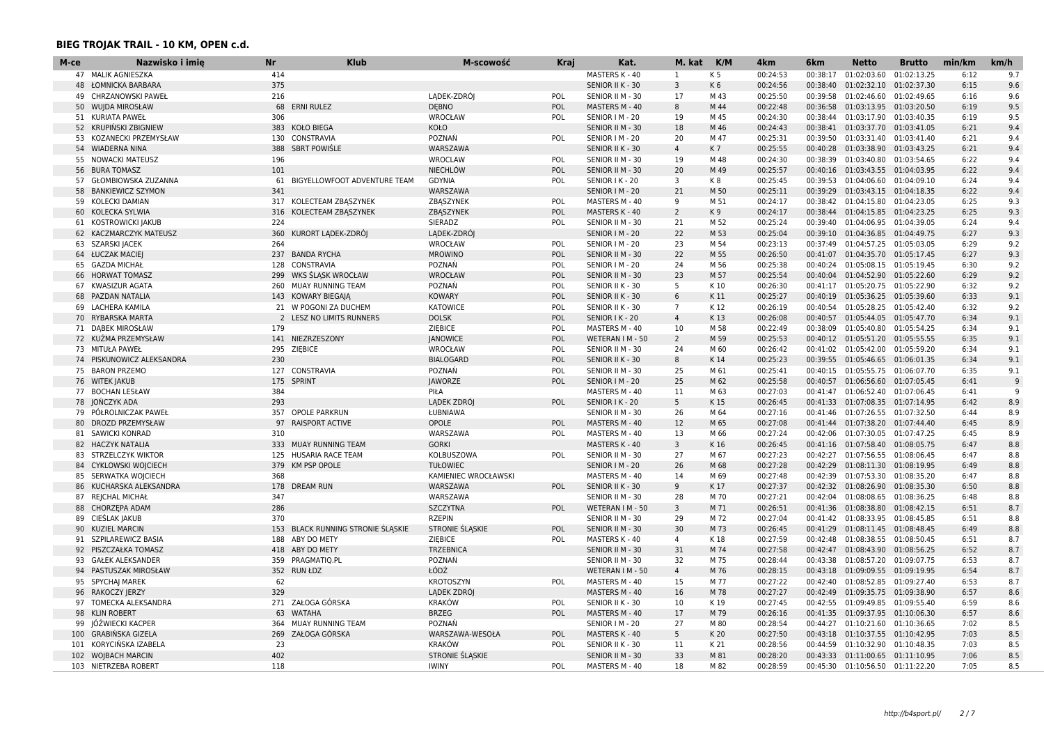## BIEG TROJAK TRAIL - 10 KM, OPEN c.d.

| M-ce | Nazwisko i imię | Nr | Klub | M-scowość | Kraj | Kat. | M. kat | K/M | 4km | 6km | Netto | Brutto | min/km | km/h |
|---|---|---|---|---|---|---|---|---|---|---|---|---|---|---|
| 47 | MALIK AGNIESZKA | 414 | | | | MASTERS K - 40 | 1 | K 5 | 00:24:53 | 00:38:17 | 01:02:03.60 | 01:02:13.25 | 6:12 | 9.7 |
| 48 | ŁOMNICKA BARBARA | 375 | | | | SENIOR II K - 30 | 3 | K 6 | 00:24:56 | 00:38:40 | 01:02:32.10 | 01:02:37.30 | 6:15 | 9.6 |
| 49 | CHRZANOWSKI PAWEŁ | 216 | | LĄDEK-ZDRÓJ | POL | SENIOR II M - 30 | 17 | M 43 | 00:25:50 | 00:39:58 | 01:02:46.60 | 01:02:49.65 | 6:16 | 9.6 |
| 50 | WUJDA MIROSŁAW | 68 | ERNI RULEZ | DĘBNO | POL | MASTERS M - 40 | 8 | M 44 | 00:22:48 | 00:36:58 | 01:03:13.95 | 01:03:20.50 | 6:19 | 9.5 |
| 51 | KURIATA PAWEŁ | 306 | | WROCŁAW | POL | SENIOR I M - 20 | 19 | M 45 | 00:24:30 | 00:38:44 | 01:03:17.90 | 01:03:40.35 | 6:19 | 9.5 |
| 52 | KRUPIŃSKI ZBIGNIEW | 383 | KOŁO BIEGA | KOŁO | | SENIOR II M - 30 | 18 | M 46 | 00:24:43 | 00:38:41 | 01:03:37.70 | 01:03:41.05 | 6:21 | 9.4 |
| 53 | KOZANECKI PRZEMYSŁAW | 130 | CONSTRAVIA | POZNAŃ | POL | SENIOR I M - 20 | 20 | M 47 | 00:25:31 | 00:39:50 | 01:03:31.40 | 01:03:41.40 | 6:21 | 9.4 |
| 54 | WIADERNA NINA | 388 | SBRT POWIŚLE | WARSZAWA | | SENIOR II K - 30 | 4 | K 7 | 00:25:55 | 00:40:28 | 01:03:38.90 | 01:03:43.25 | 6:21 | 9.4 |
| 55 | NOWACKI MATEUSZ | 196 | | WROCLAW | POL | SENIOR II M - 30 | 19 | M 48 | 00:24:30 | 00:38:39 | 01:03:40.80 | 01:03:54.65 | 6:22 | 9.4 |
| 56 | BURA TOMASZ | 101 | | NIECHLÓW | POL | SENIOR II M - 30 | 20 | M 49 | 00:25:57 | 00:40:16 | 01:03:43.55 | 01:04:03.95 | 6:22 | 9.4 |
| 57 | GŁOMBIOWSKA ZUZANNA | 61 | BIGYELLOWFOOT ADVENTURE TEAM | GDYNIA | POL | SENIOR I K - 20 | 3 | K 8 | 00:25:45 | 00:39:53 | 01:04:06.60 | 01:04:09.10 | 6:24 | 9.4 |
| 58 | BANKIEWICZ SZYMON | 341 | | WARSZAWA | | SENIOR I M - 20 | 21 | M 50 | 00:25:11 | 00:39:29 | 01:03:43.15 | 01:04:18.35 | 6:22 | 9.4 |
| 59 | KOLECKI DAMIAN | 317 | KOLECTEAM ZBĄSZYNEK | ZBĄSZYNEK | POL | MASTERS M - 40 | 9 | M 51 | 00:24:17 | 00:38:42 | 01:04:15.80 | 01:04:23.05 | 6:25 | 9.3 |
| 60 | KOLECKA SYLWIA | 316 | KOLECTEAM ZBĄSZYNEK | ZBĄSZYNEK | POL | MASTERS K - 40 | 2 | K 9 | 00:24:17 | 00:38:44 | 01:04:15.85 | 01:04:23.25 | 6:25 | 9.3 |
| 61 | KOSTROWICKI JAKUB | 224 | | SIERADZ | POL | SENIOR II M - 30 | 21 | M 52 | 00:25:24 | 00:39:40 | 01:04:06.95 | 01:04:39.05 | 6:24 | 9.4 |
| 62 | KACZMARCZYK MATEUSZ | 360 | KURORT LĄDEK-ZDRÓJ | LĄDEK-ZDRÓJ | | SENIOR I M - 20 | 22 | M 53 | 00:25:04 | 00:39:10 | 01:04:36.85 | 01:04:49.75 | 6:27 | 9.3 |
| 63 | SZARSKI JACEK | 264 | | WROCŁAW | POL | SENIOR I M - 20 | 23 | M 54 | 00:23:13 | 00:37:49 | 01:04:57.25 | 01:05:03.05 | 6:29 | 9.2 |
| 64 | ŁUCZAK MACIEJ | 237 | BANDA RYCHA | MROWINO | POL | SENIOR II M - 30 | 22 | M 55 | 00:26:50 | 00:41:07 | 01:04:35.70 | 01:05:17.45 | 6:27 | 9.3 |
| 65 | GAZDA MICHAŁ | 128 | CONSTRAVIA | POZNAŃ | POL | SENIOR I M - 20 | 24 | M 56 | 00:25:38 | 00:40:24 | 01:05:08.15 | 01:05:19.45 | 6:30 | 9.2 |
| 66 | HORWAT TOMASZ | 299 | WKS ŚLĄSK WROCŁAW | WROCŁAW | POL | SENIOR II M - 30 | 23 | M 57 | 00:25:54 | 00:40:04 | 01:04:52.90 | 01:05:22.60 | 6:29 | 9.2 |
| 67 | KWASIZUR AGATA | 260 | MUAY RUNNING TEAM | POZNAŃ | POL | SENIOR II K - 30 | 5 | K 10 | 00:26:30 | 00:41:17 | 01:05:20.75 | 01:05:22.90 | 6:32 | 9.2 |
| 68 | PAZDAN NATALIA | 143 | KOWARY BIEGAJĄ | KOWARY | POL | SENIOR II K - 30 | 6 | K 11 | 00:25:27 | 00:40:19 | 01:05:36.25 | 01:05:39.60 | 6:33 | 9.1 |
| 69 | LACHERA KAMILA | 21 | W POGONI ZA DUCHEM | KATOWICE | POL | SENIOR II K - 30 | 7 | K 12 | 00:26:19 | 00:40:54 | 01:05:28.25 | 01:05:42.40 | 6:32 | 9.2 |
| 70 | RYBARSKA MARTA | 2 | LESZ NO LIMITS RUNNERS | DOLSK | POL | SENIOR I K - 20 | 4 | K 13 | 00:26:08 | 00:40:57 | 01:05:44.05 | 01:05:47.70 | 6:34 | 9.1 |
| 71 | DĄBEK MIROSŁAW | 179 | | ZIĘBICE | POL | MASTERS M - 40 | 10 | M 58 | 00:22:49 | 00:38:09 | 01:05:40.80 | 01:05:54.25 | 6:34 | 9.1 |
| 72 | KUŹMA PRZEMYSŁAW | 141 | NIEZRZESZONY | JANOWICE | POL | WETERAN I M - 50 | 2 | M 59 | 00:25:53 | 00:40:12 | 01:05:51.20 | 01:05:55.55 | 6:35 | 9.1 |
| 73 | MITUŁA PAWEŁ | 295 | ZIĘBICE | WROCŁAW | POL | SENIOR II M - 30 | 24 | M 60 | 00:26:42 | 00:41:02 | 01:05:42.00 | 01:05:59.20 | 6:34 | 9.1 |
| 74 | PISKUNOWICZ ALEKSANDRA | 230 | | BIAŁOGARD | POL | SENIOR II K - 30 | 8 | K 14 | 00:25:23 | 00:39:55 | 01:05:46.65 | 01:06:01.35 | 6:34 | 9.1 |
| 75 | BARON PRZEMO | 127 | CONSTRAVIA | POZNAŃ | POL | SENIOR II M - 30 | 25 | M 61 | 00:25:41 | 00:40:15 | 01:05:55.75 | 01:06:07.70 | 6:35 | 9.1 |
| 76 | WITEK JAKUB | 175 | SPRINT | JAWORZE | POL | SENIOR I M - 20 | 25 | M 62 | 00:25:58 | 00:40:57 | 01:06:56.60 | 01:07:05.45 | 6:41 | 9 |
| 77 | BOCHAN LESŁAW | 384 | | PIŁA | | MASTERS M - 40 | 11 | M 63 | 00:27:03 | 00:41:47 | 01:06:52.40 | 01:07:06.45 | 6:41 | 9 |
| 78 | JOŃCZYK ADA | 293 | | LĄDEK ZDRÓJ | POL | SENIOR I K - 20 | 5 | K 15 | 00:26:45 | 00:41:33 | 01:07:08.35 | 01:07:14.95 | 6:42 | 8.9 |
| 79 | PÓŁROLNICZAK PAWEŁ | 357 | OPOLE PARKRUN | ŁUBNIAWA | | SENIOR II M - 30 | 26 | M 64 | 00:27:16 | 00:41:46 | 01:07:26.55 | 01:07:32.50 | 6:44 | 8.9 |
| 80 | DROZD PRZEMYSŁAW | 97 | RAISPORT ACTIVE | OPOLE | POL | MASTERS M - 40 | 12 | M 65 | 00:27:08 | 00:41:44 | 01:07:38.20 | 01:07:44.40 | 6:45 | 8.9 |
| 81 | SAWICKI KONRAD | 310 | | WARSZAWA | POL | MASTERS M - 40 | 13 | M 66 | 00:27:24 | 00:42:06 | 01:07:30.05 | 01:07:47.25 | 6:45 | 8.9 |
| 82 | HACZYK NATALIA | 333 | MUAY RUNNING TEAM | GORKI | | MASTERS K - 40 | 3 | K 16 | 00:26:45 | 00:41:16 | 01:07:58.40 | 01:08:05.75 | 6:47 | 8.8 |
| 83 | STRZELCZYK WIKTOR | 125 | HUSARIA RACE TEAM | KOLBUSZOWA | POL | SENIOR II M - 30 | 27 | M 67 | 00:27:23 | 00:42:27 | 01:07:56.55 | 01:08:06.45 | 6:47 | 8.8 |
| 84 | CYKLOWSKI WOJCIECH | 379 | KM PSP OPOLE | TUŁOWICE | | SENIOR I M - 20 | 26 | M 68 | 00:27:28 | 00:42:29 | 01:08:11.30 | 01:08:19.95 | 6:49 | 8.8 |
| 85 | SERWATKA WOJCIECH | 368 | | KAMIENIEC WROCŁAWSKI | | MASTERS M - 40 | 14 | M 69 | 00:27:48 | 00:42:39 | 01:07:53.30 | 01:08:35.20 | 6:47 | 8.8 |
| 86 | KUCHARSKA ALEKSANDRA | 178 | DREAM RUN | WARSZAWA | POL | SENIOR II K - 30 | 9 | K 17 | 00:27:37 | 00:42:32 | 01:08:26.90 | 01:08:35.30 | 6:50 | 8.8 |
| 87 | REJCHAL MICHAŁ | 347 | | WARSZAWA | | SENIOR II M - 30 | 28 | M 70 | 00:27:21 | 00:42:04 | 01:08:08.65 | 01:08:36.25 | 6:48 | 8.8 |
| 88 | CHORZĘPA ADAM | 286 | | SZCZYTNA | POL | WETERAN I M - 50 | 3 | M 71 | 00:26:51 | 00:41:36 | 01:08:38.80 | 01:08:42.15 | 6:51 | 8.7 |
| 89 | CIEŚLAK JAKUB | 370 | | RZEPIN | | SENIOR II M - 30 | 29 | M 72 | 00:27:04 | 00:41:42 | 01:08:33.95 | 01:08:45.85 | 6:51 | 8.8 |
| 90 | KUZIEL MARCIN | 153 | BLACK RUNNING STRONIE ŚLĄSKIE | STRONIE ŚLĄSKIE | POL | SENIOR II M - 30 | 30 | M 73 | 00:26:45 | 00:41:29 | 01:08:11.45 | 01:08:48.45 | 6:49 | 8.8 |
| 91 | SZPILAREWICZ BASIA | 188 | ABY DO METY | ZIĘBICE | POL | MASTERS K - 40 | 4 | K 18 | 00:27:59 | 00:42:48 | 01:08:38.55 | 01:08:50.45 | 6:51 | 8.7 |
| 92 | PISZCZAŁKA TOMASZ | 418 | ABY DO METY | TRZEBNICA | | SENIOR II M - 30 | 31 | M 74 | 00:27:58 | 00:42:47 | 01:08:43.90 | 01:08:56.25 | 6:52 | 8.7 |
| 93 | GAŁEK ALEKSANDER | 359 | PRAGMATIQ.PL | POZNAŃ | | SENIOR II M - 30 | 32 | M 75 | 00:28:44 | 00:43:38 | 01:08:57.20 | 01:09:07.75 | 6:53 | 8.7 |
| 94 | PASTUSZAK MIROSŁAW | 352 | RUN ŁDZ | ŁÓDŹ | | WETERAN I M - 50 | 4 | M 76 | 00:28:15 | 00:43:18 | 01:09:09.55 | 01:09:19.95 | 6:54 | 8.7 |
| 95 | SPYCHAJ MAREK | 62 | | KROTOSZYN | POL | MASTERS M - 40 | 15 | M 77 | 00:27:22 | 00:42:40 | 01:08:52.85 | 01:09:27.40 | 6:53 | 8.7 |
| 96 | RAKOCZY JERZY | 329 | | LĄDEK ZDRÓJ | | MASTERS M - 40 | 16 | M 78 | 00:27:27 | 00:42:49 | 01:09:35.75 | 01:09:38.90 | 6:57 | 8.6 |
| 97 | TOMECKA ALEKSANDRA | 271 | ZAŁOGA GÓRSKA | KRAKÓW | POL | SENIOR II K - 30 | 10 | K 19 | 00:27:45 | 00:42:55 | 01:09:49.85 | 01:09:55.40 | 6:59 | 8.6 |
| 98 | KLIN ROBERT | 63 | WATAHA | BRZEG | POL | MASTERS M - 40 | 17 | M 79 | 00:26:16 | 00:41:35 | 01:09:37.95 | 01:10:06.30 | 6:57 | 8.6 |
| 99 | JÓŹWIECKI KACPER | 364 | MUAY RUNNING TEAM | POZNAŃ | | SENIOR I M - 20 | 27 | M 80 | 00:28:54 | 00:44:27 | 01:10:21.60 | 01:10:36.65 | 7:02 | 8.5 |
| 100 | GRABIŃSKA GIZELA | 269 | ZAŁOGA GÓRSKA | WARSZAWA-WESOŁA | POL | MASTERS K - 40 | 5 | K 20 | 00:27:50 | 00:43:18 | 01:10:37.55 | 01:10:42.95 | 7:03 | 8.5 |
| 101 | KORYCIŃSKA IZABELA | 23 | | KRAKÓW | POL | SENIOR II K - 30 | 11 | K 21 | 00:28:56 | 00:44:59 | 01:10:32.90 | 01:10:48.35 | 7:03 | 8.5 |
| 102 | WOJBACH MARCIN | 402 | | STRONIE ŚLĄSKIE | | SENIOR II M - 30 | 33 | M 81 | 00:28:20 | 00:43:33 | 01:11:00.65 | 01:11:10.95 | 7:06 | 8.5 |
| 103 | NIETRZEBA ROBERT | 118 | | IWINY | POL | MASTERS M - 40 | 18 | M 82 | 00:28:59 | 00:45:30 | 01:10:56.50 | 01:11:22.20 | 7:05 | 8.5 |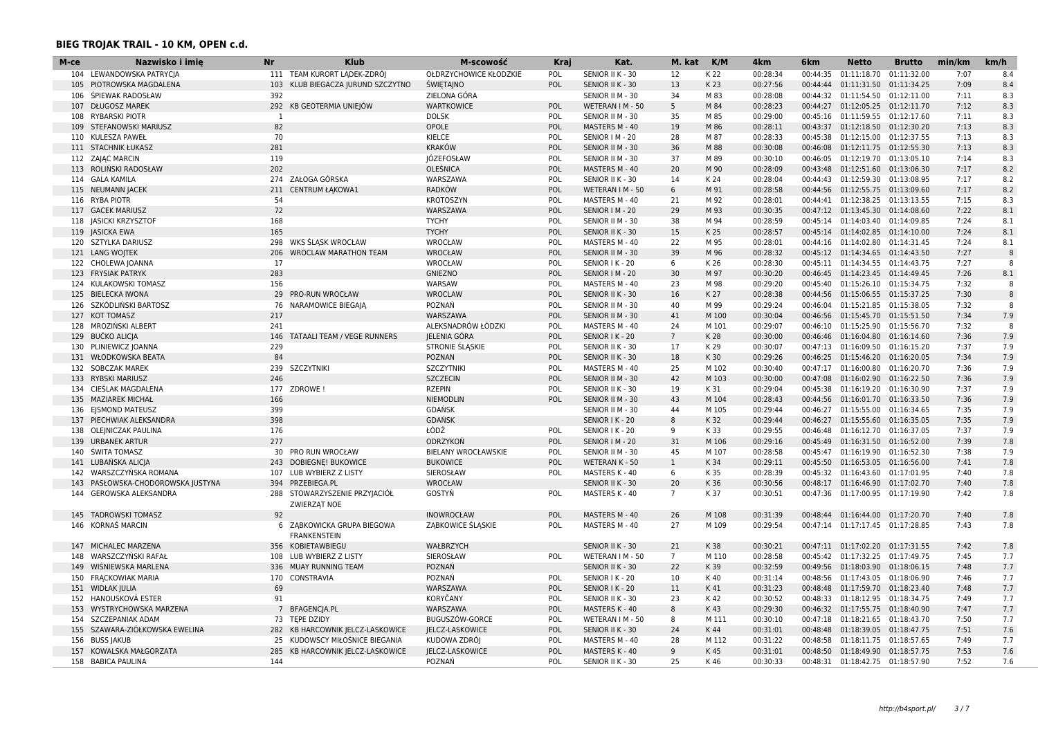## BIEG TROJAK TRAIL - 10 KM, OPEN c.d.

| M-ce | Nazwisko i imię | Nr | Klub | M-scowość | Kraj | Kat. | M. kat | K/M | 4km | 6km | Netto | Brutto | min/km | km/h |
|---|---|---|---|---|---|---|---|---|---|---|---|---|---|---|
| 104 | LEWANDOWSKA PATRYCJA | 111 | TEAM KURORT LĄDEK-ZDRÓJ | OŁDRZYCHOWICE KŁODZKIE | POL | SENIOR II K - 30 | 12 | K 22 | 00:28:34 | 00:44:35 | 01:11:18.70 | 01:11:32.00 | 7:07 | 8.4 |
| 105 | PIOTROWSKA MAGDALENA | 103 | KLUB BIEGACZA JURUND SZCZYTNO | ŚWIĘTAJNO | POL | SENIOR II K - 30 | 13 | K 23 | 00:27:56 | 00:44:44 | 01:11:31.50 | 01:11:34.25 | 7:09 | 8.4 |
| 106 | ŚPIEWAK RADOSŁAW | 392 | | ZIELONA GÓRA | | SENIOR II M - 30 | 34 | M 83 | 00:28:08 | 00:44:32 | 01:11:54.50 | 01:12:11.00 | 7:11 | 8.3 |
| 107 | DŁUGOSZ MAREK | 292 | KB GEOTERMIA UNIEJÓW | WARTKOWICE | POL | WETERAN I M - 50 | 5 | M 84 | 00:28:23 | 00:44:27 | 01:12:05.25 | 01:12:11.70 | 7:12 | 8.3 |
| 108 | RYBARSKI PIOTR | 1 | | DOLSK | POL | SENIOR II M - 30 | 35 | M 85 | 00:29:00 | 00:45:16 | 01:11:59.55 | 01:12:17.60 | 7:11 | 8.3 |
| 109 | STEFANOWSKI MARIUSZ | 82 | | OPOLE | POL | MASTERS M - 40 | 19 | M 86 | 00:28:11 | 00:43:37 | 01:12:18.50 | 01:12:30.20 | 7:13 | 8.3 |
| 110 | KULESZA PAWEŁ | 70 | | KIELCE | POL | SENIOR I M - 20 | 28 | M 87 | 00:28:33 | 00:45:38 | 01:12:15.00 | 01:12:37.55 | 7:13 | 8.3 |
| 111 | STACHNIK ŁUKASZ | 281 | | KRAKÓW | POL | SENIOR II M - 30 | 36 | M 88 | 00:30:08 | 00:46:08 | 01:12:11.75 | 01:12:55.30 | 7:13 | 8.3 |
| 112 | ZAJĄC MARCIN | 119 | | JÓZEFOSŁAW | POL | SENIOR II M - 30 | 37 | M 89 | 00:30:10 | 00:46:05 | 01:12:19.70 | 01:13:05.10 | 7:14 | 8.3 |
| 113 | ROLIŃSKI RADOSŁAW | 202 | | OLEŚNICA | POL | MASTERS M - 40 | 20 | M 90 | 00:28:09 | 00:43:48 | 01:12:51.60 | 01:13:06.30 | 7:17 | 8.2 |
| 114 | GALA KAMILA | 274 | ZAŁOGA GÓRSKA | WARSZAWA | POL | SENIOR II K - 30 | 14 | K 24 | 00:28:04 | 00:44:43 | 01:12:59.30 | 01:13:08.95 | 7:17 | 8.2 |
| 115 | NEUMANN JACEK | 211 | CENTRUM ŁĄKOWA1 | RADKÓW | POL | WETERAN I M - 50 | 6 | M 91 | 00:28:58 | 00:44:56 | 01:12:55.75 | 01:13:09.60 | 7:17 | 8.2 |
| 116 | RYBA PIOTR | 54 | | KROTOSZYN | POL | MASTERS M - 40 | 21 | M 92 | 00:28:01 | 00:44:41 | 01:12:38.25 | 01:13:13.55 | 7:15 | 8.3 |
| 117 | GACEK MARIUSZ | 72 | | WARSZAWA | POL | SENIOR I M - 20 | 29 | M 93 | 00:30:35 | 00:47:12 | 01:13:45.30 | 01:14:08.60 | 7:22 | 8.1 |
| 118 | JASICKI KRZYSZTOF | 168 | | TYCHY | POL | SENIOR II M - 30 | 38 | M 94 | 00:28:59 | 00:45:14 | 01:14:03.40 | 01:14:09.85 | 7:24 | 8.1 |
| 119 | JASICKA EWA | 165 | | TYCHY | POL | SENIOR II K - 30 | 15 | K 25 | 00:28:57 | 00:45:14 | 01:14:02.85 | 01:14:10.00 | 7:24 | 8.1 |
| 120 | SZTYLKA DARIUSZ | 298 | WKS ŚLĄSK WROCŁAW | WROCŁAW | POL | MASTERS M - 40 | 22 | M 95 | 00:28:01 | 00:44:16 | 01:14:02.80 | 01:14:31.45 | 7:24 | 8.1 |
| 121 | LANG WOJTEK | 206 | WROCLAW MARATHON TEAM | WROCŁAW | POL | SENIOR II M - 30 | 39 | M 96 | 00:28:32 | 00:45:12 | 01:14:34.65 | 01:14:43.50 | 7:27 | 8 |
| 122 | CHOLEWA JOANNA | 17 | | WROCŁAW | POL | SENIOR I K - 20 | 6 | K 26 | 00:28:30 | 00:45:11 | 01:14:34.55 | 01:14:43.75 | 7:27 | 8 |
| 123 | FRYSIAK PATRYK | 283 | | GNIEZNO | POL | SENIOR I M - 20 | 30 | M 97 | 00:30:20 | 00:46:45 | 01:14:23.45 | 01:14:49.45 | 7:26 | 8.1 |
| 124 | KULAKOWSKI TOMASZ | 156 | | WARSAW | POL | MASTERS M - 40 | 23 | M 98 | 00:29:20 | 00:45:40 | 01:15:26.10 | 01:15:34.75 | 7:32 | 8 |
| 125 | BIELECKA IWONA | 29 | PRO-RUN WROCŁAW | WROCLAW | POL | SENIOR II K - 30 | 16 | K 27 | 00:28:38 | 00:44:56 | 01:15:06.55 | 01:15:37.25 | 7:30 | 8 |
| 126 | SZKÓDLIŃSKI BARTOSZ | 76 | NARAMOWICE BIEGAJĄ | POZNAŃ | POL | SENIOR II M - 30 | 40 | M 99 | 00:29:24 | 00:46:04 | 01:15:21.85 | 01:15:38.05 | 7:32 | 8 |
| 127 | KOT TOMASZ | 217 | | WARSZAWA | POL | SENIOR II M - 30 | 41 | M 100 | 00:30:04 | 00:46:56 | 01:15:45.70 | 01:15:51.50 | 7:34 | 7.9 |
| 128 | MROZIŃSKI ALBERT | 241 | | ALEKSNADRÓW ŁÓDZKI | POL | MASTERS M - 40 | 24 | M 101 | 00:29:07 | 00:46:10 | 01:15:25.90 | 01:15:56.70 | 7:32 | 8 |
| 129 | BUĆKO ALICJA | 146 | TATAALI TEAM / VEGE RUNNERS | JELENIA GÓRA | POL | SENIOR I K - 20 | 7 | K 28 | 00:30:00 | 00:46:46 | 01:16:04.80 | 01:16:14.60 | 7:36 | 7.9 |
| 130 | PLINIEWICZ JOANNA | 229 | | STRONIE ŚLĄSKIE | POL | SENIOR II K - 30 | 17 | K 29 | 00:30:07 | 00:47:13 | 01:16:09.50 | 01:16:15.20 | 7:37 | 7.9 |
| 131 | WŁODKOWSKA BEATA | 84 | | POZNAN | POL | SENIOR II K - 30 | 18 | K 30 | 00:29:26 | 00:46:25 | 01:15:46.20 | 01:16:20.05 | 7:34 | 7.9 |
| 132 | SOBCZAK MAREK | 239 | SZCZYTNIKI | SZCZYTNIKI | POL | MASTERS M - 40 | 25 | M 102 | 00:30:40 | 00:47:17 | 01:16:00.80 | 01:16:20.70 | 7:36 | 7.9 |
| 133 | RYBSKI MARIUSZ | 246 | | SZCZECIN | POL | SENIOR II M - 30 | 42 | M 103 | 00:30:00 | 00:47:08 | 01:16:02.90 | 01:16:22.50 | 7:36 | 7.9 |
| 134 | CIEŚLAK MAGDALENA | 177 | ZDROWE ! | RZEPIN | POL | SENIOR II K - 30 | 19 | K 31 | 00:29:04 | 00:45:38 | 01:16:19.20 | 01:16:30.90 | 7:37 | 7.9 |
| 135 | MAZIAREK MICHAŁ | 166 | | NIEMODLIN | POL | SENIOR II M - 30 | 43 | M 104 | 00:28:43 | 00:44:56 | 01:16:01.70 | 01:16:33.50 | 7:36 | 7.9 |
| 136 | EJSMOND MATEUSZ | 399 | | GDAŃSK | | SENIOR II M - 30 | 44 | M 105 | 00:29:44 | 00:46:27 | 01:15:55.00 | 01:16:34.65 | 7:35 | 7.9 |
| 137 | PIECHWIAK ALEKSANDRA | 398 | | GDAŃSK | | SENIOR I K - 20 | 8 | K 32 | 00:29:44 | 00:46:27 | 01:15:55.60 | 01:16:35.05 | 7:35 | 7.9 |
| 138 | OLEJNICZAK PAULINA | 176 | | ŁÓDŹ | POL | SENIOR I K - 20 | 9 | K 33 | 00:29:55 | 00:46:48 | 01:16:12.70 | 01:16:37.05 | 7:37 | 7.9 |
| 139 | URBANEK ARTUR | 277 | | ODRZYKOŃ | POL | SENIOR I M - 20 | 31 | M 106 | 00:29:16 | 00:45:49 | 01:16:31.50 | 01:16:52.00 | 7:39 | 7.8 |
| 140 | ŚWITA TOMASZ | 30 | PRO RUN WROCŁAW | BIELANY WROCŁAWSKIE | POL | SENIOR II M - 30 | 45 | M 107 | 00:28:58 | 00:45:47 | 01:16:19.90 | 01:16:52.30 | 7:38 | 7.9 |
| 141 | LUBAŃSKA ALICJA | 243 | DOBIEGNĘ! BUKOWICE | BUKOWICE | POL | WETERAN K - 50 | 1 | K 34 | 00:29:11 | 00:45:50 | 01:16:53.05 | 01:16:56.00 | 7:41 | 7.8 |
| 142 | WARSZCZYŃSKA ROMANA | 107 | LUB WYBIERZ Z LISTY | SIEROSŁAW | POL | MASTERS K - 40 | 6 | K 35 | 00:28:39 | 00:45:32 | 01:16:43.60 | 01:17:01.95 | 7:40 | 7.8 |
| 143 | PASŁOWSKA-CHODOROWSKA JUSTYNA | 394 | PRZEBIEGA.PL | WROCŁAW | | SENIOR II K - 30 | 20 | K 36 | 00:30:56 | 00:48:17 | 01:16:46.90 | 01:17:02.70 | 7:40 | 7.8 |
| 144 | GEROWSKA ALEKSANDRA | 288 | STOWARZYSZENIE PRZYJACIÓŁ ZWIERZĄT NOE | GOSTYŃ | POL | MASTERS K - 40 | 7 | K 37 | 00:30:51 | 00:47:36 | 01:17:00.95 | 01:17:19.90 | 7:42 | 7.8 |
| 145 | TADROWSKI TOMASZ | 92 | | INOWROCŁAW | POL | MASTERS M - 40 | 26 | M 108 | 00:31:39 | 00:48:44 | 01:16:44.00 | 01:17:20.70 | 7:40 | 7.8 |
| 146 | KORNAŚ MARCIN | 6 | ZĄBKOWICKA GRUPA BIEGOWA FRANKENSTEIN | ZĄBKOWICE ŚLĄSKIE | POL | MASTERS M - 40 | 27 | M 109 | 00:29:54 | 00:47:14 | 01:17:17.45 | 01:17:28.85 | 7:43 | 7.8 |
| 147 | MICHALEC MARZENA | 356 | KOBIETAWBIEGU | WAŁBRZYCH | | SENIOR II K - 30 | 21 | K 38 | 00:30:21 | 00:47:11 | 01:17:02.20 | 01:17:31.55 | 7:42 | 7.8 |
| 148 | WARSZCZYŃSKI RAFAŁ | 108 | LUB WYBIERZ Z LISTY | SIEROSŁAW | POL | WETERAN I M - 50 | 7 | M 110 | 00:28:58 | 00:45:42 | 01:17:32.25 | 01:17:49.75 | 7:45 | 7.7 |
| 149 | WIŚNIEWSKA MARLENA | 336 | MUAY RUNNING TEAM | POZNAŃ | | SENIOR II K - 30 | 22 | K 39 | 00:32:59 | 00:49:56 | 01:18:03.90 | 01:18:06.15 | 7:48 | 7.7 |
| 150 | FRĄCKOWIAK MARIA | 170 | CONSTRAVIA | POZNAŃ | POL | SENIOR I K - 20 | 10 | K 40 | 00:31:14 | 00:48:56 | 01:17:43.05 | 01:18:06.90 | 7:46 | 7.7 |
| 151 | WIDŁAK JULIA | 69 | | WARSZAWA | POL | SENIOR I K - 20 | 11 | K 41 | 00:31:23 | 00:48:48 | 01:17:59.70 | 01:18:23.40 | 7:48 | 7.7 |
| 152 | HANOUSKOVÁ ESTER | 91 | | KORYČANY | POL | SENIOR II K - 30 | 23 | K 42 | 00:30:52 | 00:48:33 | 01:18:12.95 | 01:18:34.75 | 7:49 | 7.7 |
| 153 | WYSTRYCHOWSKA MARZENA | 7 | BFAGENCJA.PL | WARSZAWA | POL | MASTERS K - 40 | 8 | K 43 | 00:29:30 | 00:46:32 | 01:17:55.75 | 01:18:40.90 | 7:47 | 7.7 |
| 154 | SZCZEPANIAK ADAM | 73 | TĘPE DZIDY | BUGUSZÓW-GORCE | POL | WETERAN I M - 50 | 8 | M 111 | 00:30:10 | 00:47:18 | 01:18:21.65 | 01:18:43.70 | 7:50 | 7.7 |
| 155 | SZAWARA-ZIÓŁKOWSKA EWELINA | 282 | KB HARCOWNIK JELCZ-LASKOWICE | JELCZ-LASKOWICE | POL | SENIOR II K - 30 | 24 | K 44 | 00:31:01 | 00:48:48 | 01:18:39.05 | 01:18:47.75 | 7:51 | 7.6 |
| 156 | BUSS JAKUB | 25 | KUDOWSCY MIŁOŚNICE BIEGANIA | KUDOWA ZDRÓJ | POL | MASTERS M - 40 | 28 | M 112 | 00:31:22 | 00:48:58 | 01:18:11.75 | 01:18:57.65 | 7:49 | 7.7 |
| 157 | KOWALSKA MAŁGORZATA | 285 | KB HARCOWNIK JELCZ-LASKOWICE | JELCZ-LASKOWICE | POL | MASTERS K - 40 | 9 | K 45 | 00:31:01 | 00:48:50 | 01:18:49.90 | 01:18:57.75 | 7:53 | 7.6 |
| 158 | BABICA PAULINA | 144 | | POZNAŃ | POL | SENIOR II K - 30 | 25 | K 46 | 00:30:33 | 00:48:31 | 01:18:42.75 | 01:18:57.90 | 7:52 | 7.6 |

http://b4sport.pl/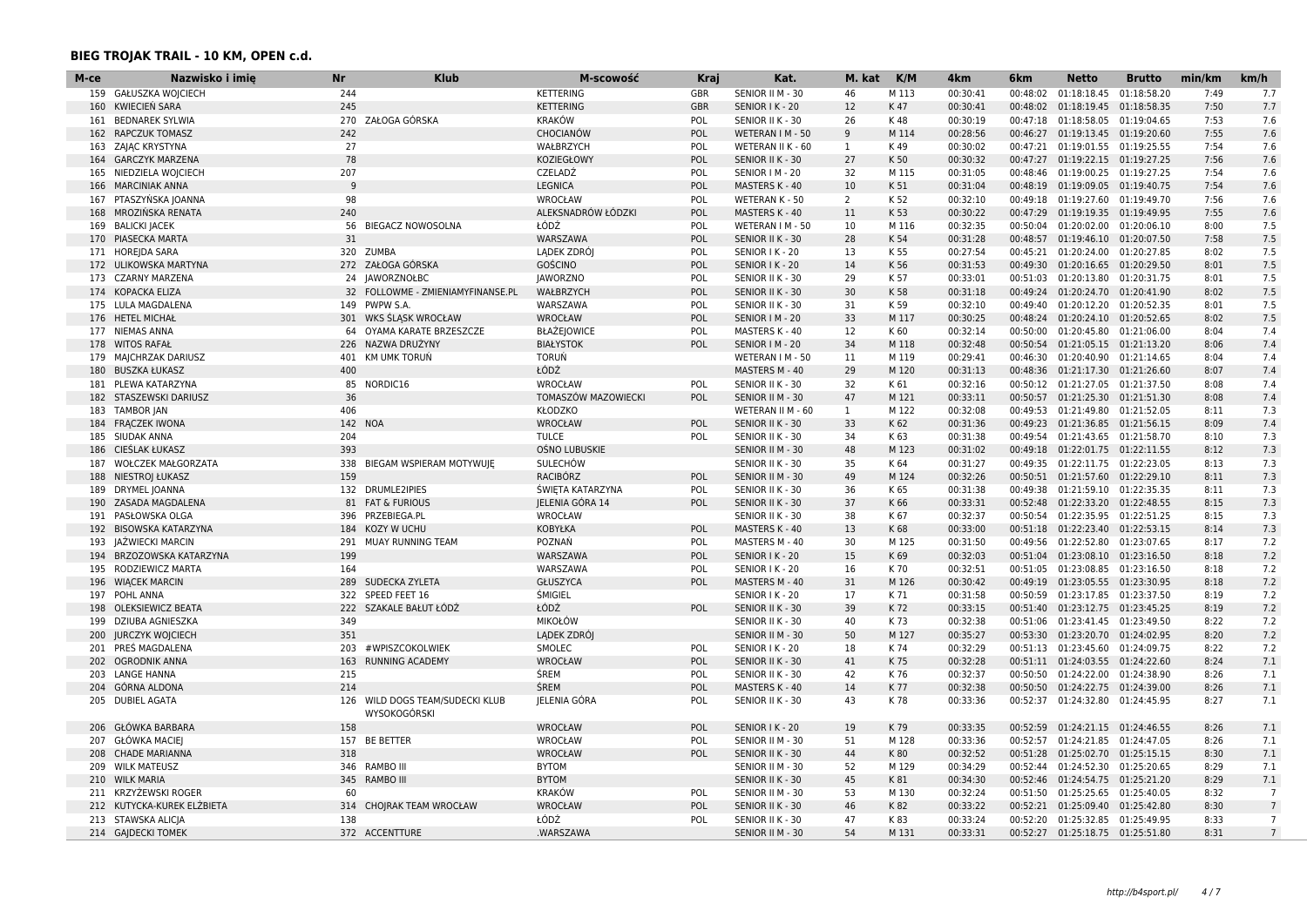## BIEG TROJAK TRAIL - 10 KM, OPEN c.d.

| M-ce | Nazwisko i imię | Nr | Klub | M-scowość | Kraj | Kat. | M. kat | K/M | 4km | 6km | Netto | Brutto | min/km | km/h |
|---|---|---|---|---|---|---|---|---|---|---|---|---|---|---|
| 159 | GAŁUSZKA WOJCIECH | 244 | | KETTERING | GBR | SENIOR II M - 30 | 46 | M 113 | 00:30:41 | 00:48:02 | 01:18:18.45 | 01:18:58.20 | 7:49 | 7.7 |
| 160 | KWIECIEŃ SARA | 245 | | KETTERING | GBR | SENIOR I K - 20 | 12 | K 47 | 00:30:41 | 00:48:02 | 01:18:19.45 | 01:18:58.35 | 7:50 | 7.7 |
| 161 | BEDNAREK SYLWIA | 270 | ZAŁOGA GÓRSKA | KRAKÓW | POL | SENIOR II K - 30 | 26 | K 48 | 00:30:19 | 00:47:18 | 01:18:58.05 | 01:19:04.65 | 7:53 | 7.6 |
| 162 | RAPCZUK TOMASZ | 242 | | CHOCIANÓW | POL | WETERAN I M - 50 | 9 | M 114 | 00:28:56 | 00:46:27 | 01:19:13.45 | 01:19:20.60 | 7:55 | 7.6 |
| 163 | ZAJĄC KRYSTYNA | 27 | | WAŁBRZYCH | POL | WETERAN II K - 60 | 1 | K 49 | 00:30:02 | 00:47:21 | 01:19:01.55 | 01:19:25.55 | 7:54 | 7.6 |
| 164 | GARCZYK MARZENA | 78 | | KOZIEGŁOWY | POL | SENIOR II K - 30 | 27 | K 50 | 00:30:32 | 00:47:27 | 01:19:22.15 | 01:19:27.25 | 7:56 | 7.6 |
| 165 | NIEDZIELA WOJCIECH | 207 | | CZELADŹ | POL | SENIOR I M - 20 | 32 | M 115 | 00:31:05 | 00:48:46 | 01:19:00.25 | 01:19:27.25 | 7:54 | 7.6 |
| 166 | MARCINIAK ANNA | 9 | | LEGNICA | POL | MASTERS K - 40 | 10 | K 51 | 00:31:04 | 00:48:19 | 01:19:09.05 | 01:19:40.75 | 7:54 | 7.6 |
| 167 | PTASZYŃSKA JOANNA | 98 | | WROCŁAW | POL | WETERAN K - 50 | 2 | K 52 | 00:32:10 | 00:49:18 | 01:19:27.60 | 01:19:49.70 | 7:56 | 7.6 |
| 168 | MROZIŃSKA RENATA | 240 | | ALEKSNADRÓW ŁÓDZKI | POL | MASTERS K - 40 | 11 | K 53 | 00:30:22 | 00:47:29 | 01:19:19.35 | 01:19:49.95 | 7:55 | 7.6 |
| 169 | BALICKI JACEK | 56 | BIEGACZ NOWOSOLNA | ŁÓDŹ | POL | WETERAN I M - 50 | 10 | M 116 | 00:32:35 | 00:50:04 | 01:20:02.00 | 01:20:06.10 | 8:00 | 7.5 |
| 170 | PIASECKA MARTA | 31 | | WARSZAWA | POL | SENIOR II K - 30 | 28 | K 54 | 00:31:28 | 00:48:57 | 01:19:46.10 | 01:20:07.50 | 7:58 | 7.5 |
| 171 | HOREJDA SARA | 320 | ZUMBA | LĄDEK ZDRÓJ | POL | SENIOR I K - 20 | 13 | K 55 | 00:27:54 | 00:45:21 | 01:20:24.00 | 01:20:27.85 | 8:02 | 7.5 |
| 172 | ULIKOWSKA MARTYNA | 272 | ZAŁOGA GÓRSKA | GOŚCINO | POL | SENIOR I K - 20 | 14 | K 56 | 00:31:53 | 00:49:30 | 01:20:16.65 | 01:20:29.50 | 8:01 | 7.5 |
| 173 | CZARNY MARZENA | 24 | JAWORZNOŁBC | JAWORZNO | POL | SENIOR II K - 30 | 29 | K 57 | 00:33:01 | 00:51:03 | 01:20:13.80 | 01:20:31.75 | 8:01 | 7.5 |
| 174 | KOPACKA ELIZA | 32 | FOLLOWME - ZMIENIAMYFINANSE.PL | WAŁBRZYCH | POL | SENIOR II K - 30 | 30 | K 58 | 00:31:18 | 00:49:24 | 01:20:24.70 | 01:20:41.90 | 8:02 | 7.5 |
| 175 | LULA MAGDALENA | 149 | PWPW S.A. | WARSZAWA | POL | SENIOR II K - 30 | 31 | K 59 | 00:32:10 | 00:49:40 | 01:20:12.20 | 01:20:52.35 | 8:01 | 7.5 |
| 176 | HETEL MICHAŁ | 301 | WKS ŚLĄSK WROCŁAW | WROCŁAW | POL | SENIOR I M - 20 | 33 | M 117 | 00:30:25 | 00:48:24 | 01:20:24.10 | 01:20:52.65 | 8:02 | 7.5 |
| 177 | NIEMAS ANNA | 64 | OYAMA KARATE BRZESZCZE | BŁAŻEJOWICE | POL | MASTERS K - 40 | 12 | K 60 | 00:32:14 | 00:50:00 | 01:20:45.80 | 01:21:06.00 | 8:04 | 7.4 |
| 178 | WITOS RAFAŁ | 226 | NAZWA DRUŻYNY | BIAŁYSTOK | POL | SENIOR I M - 20 | 34 | M 118 | 00:32:48 | 00:50:54 | 01:21:05.15 | 01:21:13.20 | 8:06 | 7.4 |
| 179 | MAJCHRZAK DARIUSZ | 401 | KM UMK TORUŃ | TORUŃ | | WETERAN I M - 50 | 11 | M 119 | 00:29:41 | 00:46:30 | 01:20:40.90 | 01:21:14.65 | 8:04 | 7.4 |
| 180 | BUSZKA ŁUKASZ | 400 | | ŁÓDŹ | | MASTERS M - 40 | 29 | M 120 | 00:31:13 | 00:48:36 | 01:21:17.30 | 01:21:26.60 | 8:07 | 7.4 |
| 181 | PLEWA KATARZYNA | 85 | NORDIC16 | WROCŁAW | POL | SENIOR II K - 30 | 32 | K 61 | 00:32:16 | 00:50:12 | 01:21:27.05 | 01:21:37.50 | 8:08 | 7.4 |
| 182 | STASZEWSKI DARIUSZ | 36 | | TOMASZÓW MAZOWIECKI | POL | SENIOR II M - 30 | 47 | M 121 | 00:33:11 | 00:50:57 | 01:21:25.30 | 01:21:51.30 | 8:08 | 7.4 |
| 183 | TAMBOR JAN | 406 | | KŁODZKO | | WETERAN II M - 60 | 1 | M 122 | 00:32:08 | 00:49:53 | 01:21:49.80 | 01:21:52.05 | 8:11 | 7.3 |
| 184 | FRĄCZEK IWONA | 142 | NOA | WROCŁAW | POL | SENIOR II K - 30 | 33 | K 62 | 00:31:36 | 00:49:23 | 01:21:36.85 | 01:21:56.15 | 8:09 | 7.4 |
| 185 | SIUDAK ANNA | 204 | | TULCE | POL | SENIOR II K - 30 | 34 | K 63 | 00:31:38 | 00:49:54 | 01:21:43.65 | 01:21:58.70 | 8:10 | 7.3 |
| 186 | CIEŚLAK ŁUKASZ | 393 | | OŚNO LUBUSKIE | | SENIOR II M - 30 | 48 | M 123 | 00:31:02 | 00:49:18 | 01:22:01.75 | 01:22:11.55 | 8:12 | 7.3 |
| 187 | WOŁCZEK MAŁGORZATA | 338 | BIEGAM WSPIERAM MOTYWUJĘ | SULECHÓW | | SENIOR II K - 30 | 35 | K 64 | 00:31:27 | 00:49:35 | 01:22:11.75 | 01:22:23.05 | 8:13 | 7.3 |
| 188 | NIESTRÓJ ŁUKASZ | 159 | | RACIBÓRZ | POL | SENIOR II M - 30 | 49 | M 124 | 00:32:26 | 00:50:51 | 01:21:57.60 | 01:22:29.10 | 8:11 | 7.3 |
| 189 | DRYMEL JOANNA | 132 | DRUMLE2IPIES | ŚWIĘTA KATARZYNA | POL | SENIOR II K - 30 | 36 | K 65 | 00:31:38 | 00:49:38 | 01:21:59.10 | 01:22:35.35 | 8:11 | 7.3 |
| 190 | ZASADA MAGDALENA | 81 | FAT & FURIOUS | JELENIA GÓRA 14 | POL | SENIOR II K - 30 | 37 | K 66 | 00:33:31 | 00:52:48 | 01:22:33.20 | 01:22:48.55 | 8:15 | 7.3 |
| 191 | PASŁOWSKA OLGA | 396 | PRZEBIEGA.PL | WROCŁAW | | SENIOR II K - 30 | 38 | K 67 | 00:32:37 | 00:50:54 | 01:22:35.95 | 01:22:51.25 | 8:15 | 7.3 |
| 192 | BISOWSKA KATARZYNA | 184 | KOZY W UCHU | KOBYŁKA | POL | MASTERS K - 40 | 13 | K 68 | 00:33:00 | 00:51:18 | 01:22:23.40 | 01:22:53.15 | 8:14 | 7.3 |
| 193 | JAŹWIECKI MARCIN | 291 | MUAY RUNNING TEAM | POZNAŃ | POL | MASTERS M - 40 | 30 | M 125 | 00:31:50 | 00:49:56 | 01:22:52.80 | 01:23:07.65 | 8:17 | 7.2 |
| 194 | BRZOZOWSKA KATARZYNA | 199 | | WARSZAWA | POL | SENIOR I K - 20 | 15 | K 69 | 00:32:03 | 00:51:04 | 01:23:08.10 | 01:23:16.50 | 8:18 | 7.2 |
| 195 | RODZIEWICZ MARTA | 164 | | WARSZAWA | POL | SENIOR I K - 20 | 16 | K 70 | 00:32:51 | 00:51:05 | 01:23:08.85 | 01:23:16.50 | 8:18 | 7.2 |
| 196 | WIĄCEK MARCIN | 289 | SUDECKA ZYLETA | GŁUSZYCA | POL | MASTERS M - 40 | 31 | M 126 | 00:30:42 | 00:49:19 | 01:23:05.55 | 01:23:30.95 | 8:18 | 7.2 |
| 197 | POHL ANNA | 322 | SPEED FEET 16 | ŚMIGIEL | | SENIOR I K - 20 | 17 | K 71 | 00:31:58 | 00:50:59 | 01:23:17.85 | 01:23:37.50 | 8:19 | 7.2 |
| 198 | OLEKSIEWICZ BEATA | 222 | SZAKALE BAŁUT ŁÓDŹ | ŁÓDŹ | POL | SENIOR II K - 30 | 39 | K 72 | 00:33:15 | 00:51:40 | 01:23:12.75 | 01:23:45.25 | 8:19 | 7.2 |
| 199 | DZIUBA AGNIESZKA | 349 | | MIKOŁÓW | | SENIOR II K - 30 | 40 | K 73 | 00:32:38 | 00:51:06 | 01:23:41.45 | 01:23:49.50 | 8:22 | 7.2 |
| 200 | JURCZYK WOJCIECH | 351 | | LĄDEK ZDRÓJ | | SENIOR II M - 30 | 50 | M 127 | 00:35:27 | 00:53:30 | 01:23:20.70 | 01:24:02.95 | 8:20 | 7.2 |
| 201 | PREŚ MAGDALENA | 203 | #WPISZCOKOLWIEK | SMOLEC | POL | SENIOR I K - 20 | 18 | K 74 | 00:32:29 | 00:51:13 | 01:23:45.60 | 01:24:09.75 | 8:22 | 7.2 |
| 202 | OGRODNIK ANNA | 163 | RUNNING ACADEMY | WROCŁAW | POL | SENIOR II K - 30 | 41 | K 75 | 00:32:28 | 00:51:11 | 01:24:03.55 | 01:24:22.60 | 8:24 | 7.1 |
| 203 | LANGE HANNA | 215 | | ŚREM | POL | SENIOR II K - 30 | 42 | K 76 | 00:32:37 | 00:50:50 | 01:24:22.00 | 01:24:38.90 | 8:26 | 7.1 |
| 204 | GÓRNA ALDONA | 214 | | ŚREM | POL | MASTERS K - 40 | 14 | K 77 | 00:32:38 | 00:50:50 | 01:24:22.75 | 01:24:39.00 | 8:26 | 7.1 |
| 205 | DUBIEL AGATA | 126 | WILD DOGS TEAM/SUDECKI KLUB WYSOKOGÓRSKI | JELENIA GÓRA | POL | SENIOR II K - 30 | 43 | K 78 | 00:33:36 | 00:52:37 | 01:24:32.80 | 01:24:45.95 | 8:27 | 7.1 |
| 206 | GŁÓWKA BARBARA | 158 | | WROCŁAW | POL | SENIOR I K - 20 | 19 | K 79 | 00:33:35 | 00:52:59 | 01:24:21.15 | 01:24:46.55 | 8:26 | 7.1 |
| 207 | GŁÓWKA MACIEJ | 157 | BE BETTER | WROCŁAW | POL | SENIOR II M - 30 | 51 | M 128 | 00:33:36 | 00:52:57 | 01:24:21.85 | 01:24:47.05 | 8:26 | 7.1 |
| 208 | CHADE MARIANNA | 318 | | WROCŁAW | POL | SENIOR II K - 30 | 44 | K 80 | 00:32:52 | 00:51:28 | 01:25:02.70 | 01:25:15.15 | 8:30 | 7.1 |
| 209 | WILK MATEUSZ | 346 | RAMBO III | BYTOM | | SENIOR II M - 30 | 52 | M 129 | 00:34:29 | 00:52:44 | 01:24:52.30 | 01:25:20.65 | 8:29 | 7.1 |
| 210 | WILK MARIA | 345 | RAMBO III | BYTOM | | SENIOR II K - 30 | 45 | K 81 | 00:34:30 | 00:52:46 | 01:24:54.75 | 01:25:21.20 | 8:29 | 7.1 |
| 211 | KRZYŻEWSKI ROGER | 60 | | KRAKÓW | POL | SENIOR II M - 30 | 53 | M 130 | 00:32:24 | 00:51:50 | 01:25:25.65 | 01:25:40.05 | 8:32 | 7 |
| 212 | KUTYCKA-KUREK ELŻBIETA | 314 | CHOJRAK TEAM WROCŁAW | WROCŁAW | POL | SENIOR II K - 30 | 46 | K 82 | 00:33:22 | 00:52:21 | 01:25:09.40 | 01:25:42.80 | 8:30 | 7 |
| 213 | STAWSKA ALICJA | 138 | | ŁÓDŹ | POL | SENIOR II K - 30 | 47 | K 83 | 00:33:24 | 00:52:20 | 01:25:32.85 | 01:25:49.95 | 8:33 | 7 |
| 214 | GAJDECKI TOMEK | 372 | ACCENTTURE | .WARSZAWA | | SENIOR II M - 30 | 54 | M 131 | 00:33:31 | 00:52:27 | 01:25:18.75 | 01:25:51.80 | 8:31 | 7 |

http://b4sport.pl/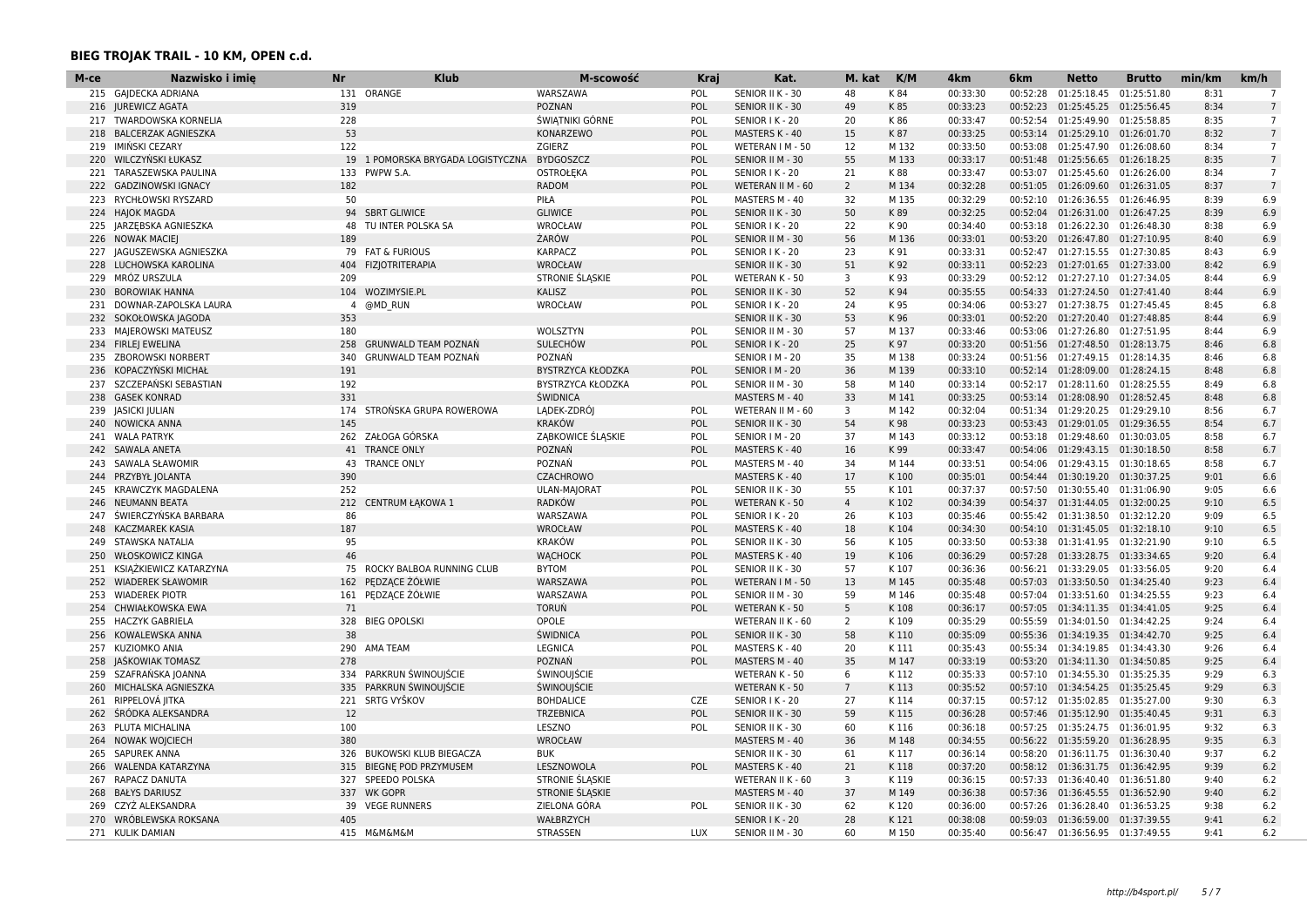## BIEG TROJAK TRAIL - 10 KM, OPEN c.d.

| M-ce | Nazwisko i imię | Nr | Klub | M-scowość | Kraj | Kat. | M. kat | K/M | 4km | 6km | Netto | Brutto | min/km | km/h |
|---|---|---|---|---|---|---|---|---|---|---|---|---|---|---|
| 215 | GAJDECKA ADRIANA | 131 | ORANGE | WARSZAWA | POL | SENIOR II K - 30 | 48 | K 84 | 00:33:30 | 00:52:28 | 01:25:18.45 | 01:25:51.80 | 8:31 | 7 |
| 216 | JUREWICZ AGATA | 319 | | POZNAN | POL | SENIOR II K - 30 | 49 | K 85 | 00:33:23 | 00:52:23 | 01:25:45.25 | 01:25:56.45 | 8:34 | 7 |
| 217 | TWARDOWSKA KORNELIA | 228 | | ŚWIĄTNIKI GÓRNE | POL | SENIOR I K - 20 | 20 | K 86 | 00:33:47 | 00:52:54 | 01:25:49.90 | 01:25:58.85 | 8:35 | 7 |
| 218 | BALCERZAK AGNIESZKA | 53 | | KONARZEWO | POL | MASTERS K - 40 | 15 | K 87 | 00:33:25 | 00:53:14 | 01:25:29.10 | 01:26:01.70 | 8:32 | 7 |
| 219 | IMIŃSKI CEZARY | 122 | | ZGIERZ | POL | WETERAN I M - 50 | 12 | M 132 | 00:33:50 | 00:53:08 | 01:25:47.90 | 01:26:08.60 | 8:34 | 7 |
| 220 | WILCZYŃSKI ŁUKASZ | 19 | 1 POMORSKA BRYGADA LOGISTYCZNA | BYDGOSZCZ | POL | SENIOR II M - 30 | 55 | M 133 | 00:33:17 | 00:51:48 | 01:25:56.65 | 01:26:18.25 | 8:35 | 7 |
| 221 | TARASZEWSKA PAULINA | 133 | PWPW S.A. | OSTROŁĘKA | POL | SENIOR I K - 20 | 21 | K 88 | 00:33:47 | 00:53:07 | 01:25:45.60 | 01:26:26.00 | 8:34 | 7 |
| 222 | GADZINOWSKI IGNACY | 182 | | RADOM | POL | WETERAN II M - 60 | 2 | M 134 | 00:32:28 | 00:51:05 | 01:26:09.60 | 01:26:31.05 | 8:37 | 7 |
| 223 | RYCHŁOWSKI RYSZARD | 50 | | PIŁA | POL | MASTERS M - 40 | 32 | M 135 | 00:32:29 | 00:52:10 | 01:26:36.55 | 01:26:46.95 | 8:39 | 6.9 |
| 224 | HAJOK MAGDA | 94 | SBRT GLIWICE | GLIWICE | POL | SENIOR II K - 30 | 50 | K 89 | 00:32:25 | 00:52:04 | 01:26:31.00 | 01:26:47.25 | 8:39 | 6.9 |
| 225 | JARZĘBSKA AGNIESZKA | 48 | TU INTER POLSKA SA | WROCŁAW | POL | SENIOR I K - 20 | 22 | K 90 | 00:34:40 | 00:53:18 | 01:26:22.30 | 01:26:48.30 | 8:38 | 6.9 |
| 226 | NOWAK MACIEJ | 189 | | ŻARÓW | POL | SENIOR II M - 30 | 56 | M 136 | 00:33:01 | 00:53:20 | 01:26:47.80 | 01:27:10.95 | 8:40 | 6.9 |
| 227 | JAGUSZEWSKA AGNIESZKA | 79 | FAT & FURIOUS | KARPACZ | POL | SENIOR I K - 20 | 23 | K 91 | 00:33:31 | 00:52:47 | 01:27:15.55 | 01:27:30.85 | 8:43 | 6.9 |
| 228 | LUCHOWSKA KAROLINA | 404 | FIZJOTRITERAPIA | WROCŁAW | | SENIOR II K - 30 | 51 | K 92 | 00:33:11 | 00:52:23 | 01:27:01.65 | 01:27:33.00 | 8:42 | 6.9 |
| 229 | MRÓZ URSZULA | 209 | | STRONIE ŚLĄSKIE | POL | WETERAN K - 50 | 3 | K 93 | 00:33:29 | 00:52:12 | 01:27:27.10 | 01:27:34.05 | 8:44 | 6.9 |
| 230 | BOROWIAK HANNA | 104 | WOZIMYSIE.PL | KALISZ | POL | SENIOR II K - 30 | 52 | K 94 | 00:35:55 | 00:54:33 | 01:27:24.50 | 01:27:41.40 | 8:44 | 6.9 |
| 231 | DOWNAR-ZAPOLSKA LAURA | 4 | @MD_RUN | WROCŁAW | POL | SENIOR I K - 20 | 24 | K 95 | 00:34:06 | 00:53:27 | 01:27:38.75 | 01:27:45.45 | 8:45 | 6.8 |
| 232 | SOKOŁOWSKA JAGODA | 353 | | | | SENIOR II K - 30 | 53 | K 96 | 00:33:01 | 00:52:20 | 01:27:20.40 | 01:27:48.85 | 8:44 | 6.9 |
| 233 | MAJEROWSKI MATEUSZ | 180 | | WOLSZTYN | POL | SENIOR II M - 30 | 57 | M 137 | 00:33:46 | 00:53:06 | 01:27:26.80 | 01:27:51.95 | 8:44 | 6.9 |
| 234 | FIRLEJ EWELINA | 258 | GRUNWALD TEAM POZNAŃ | SULECHÓW | POL | SENIOR I K - 20 | 25 | K 97 | 00:33:20 | 00:51:56 | 01:27:48.50 | 01:28:13.75 | 8:46 | 6.8 |
| 235 | ZBOROWSKI NORBERT | 340 | GRUNWALD TEAM POZNAŃ | POZNAŃ | | SENIOR I M - 20 | 35 | M 138 | 00:33:24 | 00:51:56 | 01:27:49.15 | 01:28:14.35 | 8:46 | 6.8 |
| 236 | KOPACZYŃSKI MICHAŁ | 191 | | BYSTRZYCA KŁODZKA | POL | SENIOR I M - 20 | 36 | M 139 | 00:33:10 | 00:52:14 | 01:28:09.00 | 01:28:24.15 | 8:48 | 6.8 |
| 237 | SZCZEPAŃSKI SEBASTIAN | 192 | | BYSTRZYCA KŁODZKA | POL | SENIOR II M - 30 | 58 | M 140 | 00:33:14 | 00:52:17 | 01:28:11.60 | 01:28:25.55 | 8:49 | 6.8 |
| 238 | GASEK KONRAD | 331 | | ŚWIDNICA | | MASTERS M - 40 | 33 | M 141 | 00:33:25 | 00:53:14 | 01:28:08.90 | 01:28:52.45 | 8:48 | 6.8 |
| 239 | JASICKI JULIAN | 174 | STROŃSKA GRUPA ROWEROWA | LĄDEK-ZDRÓJ | POL | WETERAN II M - 60 | 3 | M 142 | 00:32:04 | 00:51:34 | 01:29:20.25 | 01:29:29.10 | 8:56 | 6.7 |
| 240 | NOWICKA ANNA | 145 | | KRAKÓW | POL | SENIOR II K - 30 | 54 | K 98 | 00:33:23 | 00:53:43 | 01:29:01.05 | 01:29:36.55 | 8:54 | 6.7 |
| 241 | WALA PATRYK | 262 | ZAŁOGA GÓRSKA | ZĄBKOWICE ŚLĄSKIE | POL | SENIOR I M - 20 | 37 | M 143 | 00:33:12 | 00:53:18 | 01:29:48.60 | 01:30:03.05 | 8:58 | 6.7 |
| 242 | SAWALA ANETA | 41 | TRANCE ONLY | POZNAŃ | POL | MASTERS K - 40 | 16 | K 99 | 00:33:47 | 00:54:06 | 01:29:43.15 | 01:30:18.50 | 8:58 | 6.7 |
| 243 | SAWALA SŁAWOMIR | 43 | TRANCE ONLY | POZNAŃ | POL | MASTERS M - 40 | 34 | M 144 | 00:33:51 | 00:54:06 | 01:29:43.15 | 01:30:18.65 | 8:58 | 6.7 |
| 244 | PRZYBYŁ JOLANTA | 390 | | CZACHROWO | | MASTERS K - 40 | 17 | K 100 | 00:35:01 | 00:54:44 | 01:30:19.20 | 01:30:37.25 | 9:01 | 6.6 |
| 245 | KRAWCZYK MAGDALENA | 252 | | ULAN-MAJORAT | POL | SENIOR II K - 30 | 55 | K 101 | 00:37:37 | 00:57:50 | 01:30:55.40 | 01:31:06.90 | 9:05 | 6.6 |
| 246 | NEUMANN BEATA | 212 | CENTRUM ŁĄKOWA 1 | RADKÓW | POL | WETERAN K - 50 | 4 | K 102 | 00:34:39 | 00:54:37 | 01:31:44.05 | 01:32:00.25 | 9:10 | 6.5 |
| 247 | ŚWIERCZYŃSKA BARBARA | 86 | | WARSZAWA | POL | SENIOR I K - 20 | 26 | K 103 | 00:35:46 | 00:55:42 | 01:31:38.50 | 01:32:12.20 | 9:09 | 6.5 |
| 248 | KACZMAREK KASIA | 187 | | WROCŁAW | POL | MASTERS K - 40 | 18 | K 104 | 00:34:30 | 00:54:10 | 01:31:45.05 | 01:32:18.10 | 9:10 | 6.5 |
| 249 | STAWSKA NATALIA | 95 | | KRAKÓW | POL | SENIOR II K - 30 | 56 | K 105 | 00:33:50 | 00:53:38 | 01:31:41.95 | 01:32:21.90 | 9:10 | 6.5 |
| 250 | WŁOSKOWICZ KINGA | 46 | | WĄCHOCK | POL | MASTERS K - 40 | 19 | K 106 | 00:36:29 | 00:57:28 | 01:33:28.75 | 01:33:34.65 | 9:20 | 6.4 |
| 251 | KSIĄŻKIEWICZ KATARZYNA | 75 | ROCKY BALBOA RUNNING CLUB | BYTOM | POL | SENIOR II K - 30 | 57 | K 107 | 00:36:36 | 00:56:21 | 01:33:29.05 | 01:33:56.05 | 9:20 | 6.4 |
| 252 | WIADEREK SŁAWOMIR | 162 | PĘDZĄCE ŻÓŁWIE | WARSZAWA | POL | WETERAN I M - 50 | 13 | M 145 | 00:35:48 | 00:57:03 | 01:33:50.50 | 01:34:25.40 | 9:23 | 6.4 |
| 253 | WIADEREK PIOTR | 161 | PĘDZĄCE ŻÓŁWIE | WARSZAWA | POL | SENIOR II M - 30 | 59 | M 146 | 00:35:48 | 00:57:04 | 01:33:51.60 | 01:34:25.55 | 9:23 | 6.4 |
| 254 | CHWIAŁKOWSKA EWA | 71 | | TORUŃ | POL | WETERAN K - 50 | 5 | K 108 | 00:36:17 | 00:57:05 | 01:34:11.35 | 01:34:41.05 | 9:25 | 6.4 |
| 255 | HACZYK GABRIELA | 328 | BIEG OPOLSKI | OPOLE | | WETERAN II K - 60 | 2 | K 109 | 00:35:29 | 00:55:59 | 01:34:01.50 | 01:34:42.25 | 9:24 | 6.4 |
| 256 | KOWALEWSKA ANNA | 38 | | ŚWIDNICA | POL | SENIOR II K - 30 | 58 | K 110 | 00:35:09 | 00:55:36 | 01:34:19.35 | 01:34:42.70 | 9:25 | 6.4 |
| 257 | KUZIOMKO ANIA | 290 | AMA TEAM | LEGNICA | POL | MASTERS K - 40 | 20 | K 111 | 00:35:43 | 00:55:34 | 01:34:19.85 | 01:34:43.30 | 9:26 | 6.4 |
| 258 | JAŚKOWIAK TOMASZ | 278 | | POZNAŃ | POL | MASTERS M - 40 | 35 | M 147 | 00:33:19 | 00:53:20 | 01:34:11.30 | 01:34:50.85 | 9:25 | 6.4 |
| 259 | SZAFRAŃSKA JOANNA | 334 | PARKRUN ŚWINOUJŚCIE | ŚWINOUJŚCIE | | WETERAN K - 50 | 6 | K 112 | 00:35:33 | 00:57:10 | 01:34:55.30 | 01:35:25.35 | 9:29 | 6.3 |
| 260 | MICHALSKA AGNIESZKA | 335 | PARKRUN ŚWINOUJŚCIE | ŚWINOUJŚCIE | | WETERAN K - 50 | 7 | K 113 | 00:35:52 | 00:57:10 | 01:34:54.25 | 01:35:25.45 | 9:29 | 6.3 |
| 261 | RIPPELOVÁ JITKA | 221 | SRTG VYŠKOV | BOHDALICE | CZE | SENIOR I K - 20 | 27 | K 114 | 00:37:15 | 00:57:12 | 01:35:02.85 | 01:35:27.00 | 9:30 | 6.3 |
| 262 | ŚRÓDKA ALEKSANDRA | 12 | | TRZEBNICA | POL | SENIOR II K - 30 | 59 | K 115 | 00:36:28 | 00:57:46 | 01:35:12.90 | 01:35:40.45 | 9:31 | 6.3 |
| 263 | PLUTA MICHALINA | 100 | | LESZNO | POL | SENIOR II K - 30 | 60 | K 116 | 00:36:18 | 00:57:25 | 01:35:24.75 | 01:36:01.95 | 9:32 | 6.3 |
| 264 | NOWAK WOJCIECH | 380 | | WROCŁAW | | MASTERS M - 40 | 36 | M 148 | 00:34:55 | 00:56:22 | 01:35:59.20 | 01:36:28.95 | 9:35 | 6.3 |
| 265 | SAPUREK ANNA | 326 | BUKOWSKI KLUB BIEGACZA | BUK | | SENIOR II K - 30 | 61 | K 117 | 00:36:14 | 00:58:20 | 01:36:11.75 | 01:36:30.40 | 9:37 | 6.2 |
| 266 | WALENDA KATARZYNA | 315 | BIEGNĘ POD PRZYMUSEM | LESZNOWOLA | POL | MASTERS K - 40 | 21 | K 118 | 00:37:20 | 00:58:12 | 01:36:31.75 | 01:36:42.95 | 9:39 | 6.2 |
| 267 | RAPACZ DANUTA | 327 | SPEEDO POLSKA | STRONIE ŚLĄSKIE | | WETERAN II K - 60 | 3 | K 119 | 00:36:15 | 00:57:33 | 01:36:40.40 | 01:36:51.80 | 9:40 | 6.2 |
| 268 | BAŁYS DARIUSZ | 337 | WK GOPR | STRONIE ŚLĄSKIE | | MASTERS M - 40 | 37 | M 149 | 00:36:38 | 00:57:36 | 01:36:45.55 | 01:36:52.90 | 9:40 | 6.2 |
| 269 | CZYŻ ALEKSANDRA | 39 | VEGE RUNNERS | ZIELONA GÓRA | POL | SENIOR II K - 30 | 62 | K 120 | 00:36:00 | 00:57:26 | 01:36:28.40 | 01:36:53.25 | 9:38 | 6.2 |
| 270 | WRÓBLEWSKA ROKSANA | 405 | | WAŁBRZYCH | | SENIOR I K - 20 | 28 | K 121 | 00:38:08 | 00:59:03 | 01:36:59.00 | 01:37:39.55 | 9:41 | 6.2 |
| 271 | KULIK DAMIAN | 415 | M&M&M&M | STRASSEN | LUX | SENIOR II M - 30 | 60 | M 150 | 00:35:40 | 00:56:47 | 01:36:56.95 | 01:37:49.55 | 9:41 | 6.2 |

http://b4sport.pl/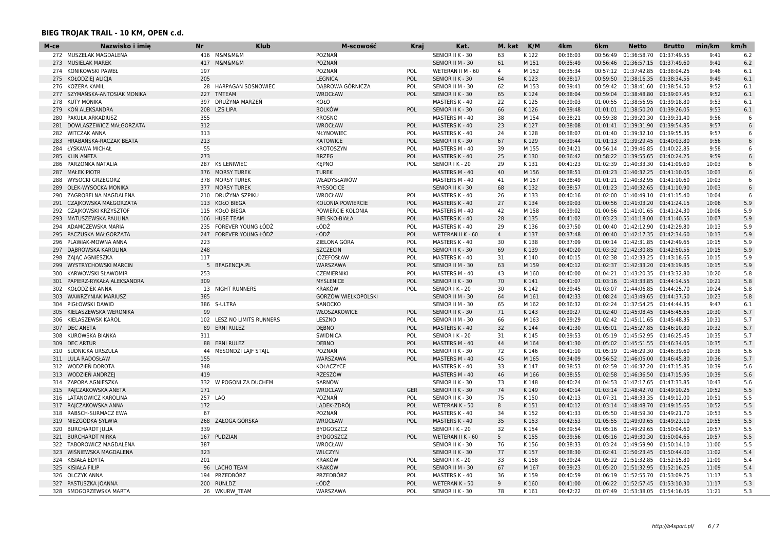## BIEG TROJAK TRAIL - 10 KM, OPEN c.d.

| M-ce | Nazwisko i imię | Nr | Klub | M-scowość | Kraj | Kat. | M. kat | K/M | 4km | 6km | Netto | Brutto | min/km | km/h |
|---|---|---|---|---|---|---|---|---|---|---|---|---|---|---|
| 272 | MUSZELAK MAGDALENA | 416 | M&M&M&M | POZNAŃ | | SENIOR II K - 30 | 63 | K 122 | 00:36:03 | 00:56:49 | 01:36:58.70 | 01:37:49.55 | 9:41 | 6.2 |
| 273 | MUSIELAK MAREK | 417 | M&M&M&M | POZNAŃ | | SENIOR II M - 30 | 61 | M 151 | 00:35:49 | 00:56:46 | 01:36:57.15 | 01:37:49.60 | 9:41 | 6.2 |
| 274 | KONIKOWSKI PAWEŁ | 197 | | POZNAŃ | POL | WETERAN II M - 60 | 4 | M 152 | 00:35:34 | 00:57:12 | 01:37:42.85 | 01:38:04.25 | 9:46 | 6.1 |
| 275 | KOŁODZIEJ ALICJA | 205 | | LEGNICA | POL | SENIOR II K - 30 | 64 | K 123 | 00:38:17 | 00:59:50 | 01:38:16.35 | 01:38:34.55 | 9:49 | 6.1 |
| 276 | KOZERA KAMIL | 28 | HARPAGAN SOSNOWIEC | DĄBROWA GÓRNICZA | POL | SENIOR II M - 30 | 62 | M 153 | 00:39:41 | 00:59:42 | 01:38:41.60 | 01:38:54.50 | 9:52 | 6.1 |
| 277 | SZYMAŃSKA-ANTOSIAK MONIKA | 227 | TMTEAM | WROCŁAW | POL | SENIOR II K - 30 | 65 | K 124 | 00:38:04 | 00:59:04 | 01:38:48.80 | 01:39:07.45 | 9:52 | 6.1 |
| 278 | KUTY MONIKA | 397 | DRUŻYNA MARZEŃ | KOŁO | | MASTERS K - 40 | 22 | K 125 | 00:39:03 | 01:00:55 | 01:38:56.95 | 01:39:18.80 | 9:53 | 6.1 |
| 279 | KOŃ ALEKSANDRA | 208 | LZS LIPA | BOLKÓW | POL | SENIOR II K - 30 | 66 | K 126 | 00:39:48 | 01:01:01 | 01:38:50.20 | 01:39:26.05 | 9:53 | 6.1 |
| 280 | PAKUŁA ARKADIUSZ | 355 | | KROSNO | | MASTERS M - 40 | 38 | M 154 | 00:38:21 | 00:59:38 | 01:39:20.30 | 01:39:31.40 | 9:56 | 6 |
| 281 | DOWLASZEWICZ MAŁGORZATA | 312 | | WROCŁAW | POL | MASTERS K - 40 | 23 | K 127 | 00:38:08 | 01:01:41 | 01:39:31.90 | 01:39:54.85 | 9:57 | 6 |
| 282 | WITCZAK ANNA | 313 | | MŁYNOWIEC | POL | MASTERS K - 40 | 24 | K 128 | 00:38:07 | 01:01:40 | 01:39:32.10 | 01:39:55.35 | 9:57 | 6 |
| 283 | HRABAŃSKA-RACZAK BEATA | 213 | | KATOWICE | POL | SENIOR II K - 30 | 67 | K 129 | 00:39:44 | 01:01:13 | 01:39:29.45 | 01:40:03.80 | 9:56 | 6 |
| 284 | ŁYSKAWA MICHAŁ | 55 | | KROTOSZYN | POL | MASTERS M - 40 | 39 | M 155 | 00:34:21 | 00:56:14 | 01:39:46.85 | 01:40:22.85 | 9:58 | 6 |
| 285 | KLIN ANETA | 273 | | BRZEG | POL | MASTERS K - 40 | 25 | K 130 | 00:36:42 | 00:58:22 | 01:39:55.65 | 01:40:24.25 | 9:59 | 6 |
| 286 | PARZONKA NATALIA | 287 | KS LENIWIEC | KĘPNO | POL | SENIOR I K - 20 | 29 | K 131 | 00:41:23 | 01:02:39 | 01:40:33.30 | 01:41:09.60 | 10:03 | 6 |
| 287 | MAŁEK PIOTR | 376 | MORSY TUREK | TUREK | | MASTERS M - 40 | 40 | M 156 | 00:38:51 | 01:01:23 | 01:40:32.25 | 01:41:10.05 | 10:03 | 6 |
| 288 | WYSOCKI GRZEGORZ | 378 | MORSY TUREK | WŁADYSŁAWÓW | | MASTERS M - 40 | 41 | M 157 | 00:38:49 | 01:01:21 | 01:40:32.95 | 01:41:10.60 | 10:03 | 6 |
| 289 | OLEK-WYSOCKA MONIKA | 377 | MORSY TUREK | RYSSOCICE | | SENIOR II K - 30 | 68 | K 132 | 00:38:57 | 01:01:23 | 01:40:32.65 | 01:41:10.90 | 10:03 | 6 |
| 290 | ZAGROBELNA MAGDALENA | 210 | DRUŻYNA SZPIKU | WROCŁAW | POL | MASTERS K - 40 | 26 | K 133 | 00:40:16 | 01:02:00 | 01:40:49.10 | 01:41:15.40 | 10:04 | 6 |
| 291 | CZAJKOWSKA MAŁGORZATA | 113 | KOŁO BIEGA | KOLONIA POWIERCIE | POL | MASTERS K - 40 | 27 | K 134 | 00:39:03 | 01:00:56 | 01:41:03.20 | 01:41:24.15 | 10:06 | 5.9 |
| 292 | CZAJKOWSKI KRZYSZTOF | 115 | KOŁO BIEGA | POWIERCIE KOLONIA | POL | MASTERS M - 40 | 42 | M 158 | 00:39:02 | 01:00:56 | 01:41:01.65 | 01:41:24.30 | 10:06 | 5.9 |
| 293 | MATUSZEWSKA PAULINA | 106 | HUSE TEAM | BIELSKO-BIAŁA | POL | MASTERS K - 40 | 28 | K 135 | 00:41:02 | 01:03:23 | 01:41:18.00 | 01:41:40.55 | 10:07 | 5.9 |
| 294 | ADAMCZEWSKA MARIA | 235 | FOREVER YOUNG ŁÓDŹ | ŁÓDŹ | POL | MASTERS K - 40 | 29 | K 136 | 00:37:50 | 01:00:40 | 01:42:12.90 | 01:42:29.80 | 10:13 | 5.9 |
| 295 | PACZUSKA MAŁGORZATA | 247 | FOREVER YOUNG ŁÓDŹ | ŁÓDŹ | POL | WETERAN II K - 60 | 4 | K 137 | 00:37:48 | 01:00:40 | 01:42:17.35 | 01:42:34.60 | 10:13 | 5.9 |
| 296 | PLAWIAK-MOWNA ANNA | 223 | | ZIELONA GÓRA | POL | MASTERS K - 40 | 30 | K 138 | 00:37:09 | 01:00:14 | 01:42:31.85 | 01:42:49.65 | 10:15 | 5.9 |
| 297 | DĄBROWSKA KAROLINA | 248 | | SZCZECIN | POL | SENIOR II K - 30 | 69 | K 139 | 00:40:20 | 01:03:32 | 01:42:30.85 | 01:42:50.55 | 10:15 | 5.9 |
| 298 | ZAJĄC AGNIESZKA | 117 | | JÓZEFOSŁAW | POL | MASTERS K - 40 | 31 | K 140 | 00:40:15 | 01:02:38 | 01:42:33.25 | 01:43:18.65 | 10:15 | 5.9 |
| 299 | WYSTRYCHOWSKI MARCIN | 5 | BFAGENCJA.PL | WARSZAWA | POL | SENIOR II M - 30 | 63 | M 159 | 00:40:12 | 01:02:37 | 01:43:33.20 | 01:43:19.85 | 10:15 | 5.9 |
| 300 | KARWOWSKI SŁAWOMIR | 253 | | CZEMIERNIKI | POL | MASTERS M - 40 | 43 | M 160 | 00:40:00 | 01:04:21 | 01:43:20.35 | 01:43:32.80 | 10:20 | 5.8 |
| 301 | PAPIERZ-RYKAŁA ALEKSANDRA | 309 | | MYŚLENICE | POL | SENIOR II K - 30 | 70 | K 141 | 00:41:07 | 01:03:16 | 01:43:33.85 | 01:44:14.55 | 10:21 | 5.8 |
| 302 | KOŁODZIEK ANNA | 13 | NIGHT RUNNERS | KRAKÓW | POL | SENIOR I K - 20 | 30 | K 142 | 00:39:45 | 01:03:07 | 01:44:06.85 | 01:44:25.70 | 10:24 | 5.8 |
| 303 | WAWRZYNIAK MARIUSZ | 385 | | GORZÓW WIELKOPOLSKI | | SENIOR II M - 30 | 64 | M 161 | 00:42:33 | 01:08:24 | 01:43:49.65 | 01:44:37.50 | 10:23 | 5.8 |
| 304 | PIGŁOWSKI DAWID | 386 | S-ULTRA | SANOCKO | | SENIOR II M - 30 | 65 | M 162 | 00:36:32 | 01:02:24 | 01:37:54.25 | 01:44:44.35 | 9:47 | 6.1 |
| 305 | KIELASZEWSKA WERONIKA | 99 | | WŁOSZAKOWICE | POL | SENIOR II K - 30 | 71 | K 143 | 00:39:27 | 01:02:40 | 01:45:08.45 | 01:45:45.65 | 10:30 | 5.7 |
| 306 | KIELASZEWSK KAROL | 102 | LESZ NO LIMITS RUNNERS | LESZNO | POL | SENIOR II M - 30 | 66 | M 163 | 00:39:29 | 01:02:42 | 01:45:11.65 | 01:45:48.35 | 10:31 | 5.7 |
| 307 | DEC ANETA | 89 | ERNI RULEZ | DĘBNO | POL | MASTERS K - 40 | 32 | K 144 | 00:41:30 | 01:05:01 | 01:45:27.85 | 01:46:10.80 | 10:32 | 5.7 |
| 308 | KUROWSKA BIANKA | 311 | | ŚWIDNICA | POL | SENIOR I K - 20 | 31 | K 145 | 00:39:53 | 01:05:19 | 01:45:52.95 | 01:46:25.45 | 10:35 | 5.7 |
| 309 | DEC ARTUR | 88 | ERNI RULEZ | DĘBNO | POL | MASTERS M - 40 | 44 | M 164 | 00:41:30 | 01:05:02 | 01:45:51.55 | 01:46:34.05 | 10:35 | 5.7 |
| 310 | SUDNICKA URSZULA | 44 | MESONDŻI LAJF STAJL | POZNAŃ | POL | SENIOR II K - 30 | 72 | K 146 | 00:41:10 | 01:05:19 | 01:46:29.30 | 01:46:39.60 | 10:38 | 5.6 |
| 311 | LULA RADOSŁAW | 155 | | WARSZAWA | POL | MASTERS M - 40 | 45 | M 165 | 00:34:09 | 00:56:52 | 01:46:05.00 | 01:46:45.80 | 10:36 | 5.7 |
| 312 | WODZIEŃ DOROTA | 348 | | KOŁACZYCE | | MASTERS K - 40 | 33 | K 147 | 00:38:53 | 01:02:59 | 01:46:37.20 | 01:47:15.85 | 10:39 | 5.6 |
| 313 | WODZIEŃ ANDRZEJ | 419 | | RZESZÓW | | MASTERS M - 40 | 46 | M 166 | 00:38:55 | 01:02:58 | 01:46:36.50 | 01:47:15.95 | 10:39 | 5.6 |
| 314 | ZAPORA AGNIESZKA | 332 | W POGONI ZA DUCHEM | SARNÓW | | SENIOR II K - 30 | 73 | K 148 | 00:40:24 | 01:04:53 | 01:47:17.65 | 01:47:33.85 | 10:43 | 5.6 |
| 315 | RAJCZAKOWSKA ANETA | 171 | | WROCLAW | GER | SENIOR II K - 30 | 74 | K 149 | 00:40:14 | 01:03:14 | 01:48:42.70 | 01:49:10.25 | 10:52 | 5.5 |
| 316 | LATANOWICZ KAROLINA | 257 | LAQ | POZNAŃ | POL | SENIOR II K - 30 | 75 | K 150 | 00:42:13 | 01:07:31 | 01:48:33.35 | 01:49:12.00 | 10:51 | 5.5 |
| 317 | RAJCZAKOWSKA ANNA | 172 | | LĄDEK-ZDRÓJ | POL | WETERAN K - 50 | 8 | K 151 | 00:40:12 | 01:03:14 | 01:48:48.70 | 01:49:15.65 | 10:52 | 5.5 |
| 318 | RABSCH-SURMACZ EWA | 67 | | POZNAŃ | POL | MASTERS K - 40 | 34 | K 152 | 00:41:33 | 01:05:50 | 01:48:59.30 | 01:49:21.70 | 10:53 | 5.5 |
| 319 | NIEZGÓDKA SYLWIA | 268 | ZAŁOGA GÓRSKA | WROCŁAW | POL | MASTERS K - 40 | 35 | K 153 | 00:42:53 | 01:05:55 | 01:49:09.65 | 01:49:23.10 | 10:55 | 5.5 |
| 320 | BURCHARDT JULIA | 339 | | BYDGOSZCZ | | SENIOR I K - 20 | 32 | K 154 | 00:39:54 | 01:05:16 | 01:49:29.65 | 01:50:04.60 | 10:57 | 5.5 |
| 321 | BURCHARDT MIRKA | 167 | PUDZIAN | BYDGOSZCZ | POL | WETERAN II K - 60 | 5 | K 155 | 00:39:56 | 01:05:16 | 01:49:30.30 | 01:50:04.65 | 10:57 | 5.5 |
| 322 | TABOROWICZ MAGDALENA | 387 | | WROCŁAW | | SENIOR II K - 30 | 76 | K 156 | 00:38:33 | 01:03:24 | 01:49:59.90 | 01:50:14.10 | 11:00 | 5.5 |
| 323 | WIŚNIEWSKA MAGDALENA | 323 | | WILCZYN | | SENIOR II K - 30 | 77 | K 157 | 00:38:30 | 01:02:41 | 01:50:23.45 | 01:50:44.00 | 11:02 | 5.4 |
| 324 | KISIAŁA EDYTA | 201 | | KRAKÓW | POL | SENIOR I K - 20 | 33 | K 158 | 00:39:24 | 01:05:22 | 01:51:32.85 | 01:52:15.80 | 11:09 | 5.4 |
| 325 | KISIAŁA FILIP | 96 | LACHO TEAM | KRAKÓW | POL | SENIOR II M - 30 | 67 | M 167 | 00:39:23 | 01:05:20 | 01:51:32.95 | 01:52:16.25 | 11:09 | 5.4 |
| 326 | OLCZYK ANNA | 194 | PRZEDBÓRZ | PRZEDBÓRZ | POL | MASTERS K - 40 | 36 | K 159 | 00:40:59 | 01:06:19 | 01:52:55.70 | 01:53:09.75 | 11:17 | 5.3 |
| 327 | PASTUSZKA JOANNA | 200 | RUNLDZ | ŁÓDŹ | POL | WETERAN K - 50 | 9 | K 160 | 00:41:00 | 01:06:22 | 01:52:57.45 | 01:53:10.30 | 11:17 | 5.3 |
| 328 | SMOGORZEWSKA MARTA | 26 | WKURW_TEAM | WARSZAWA | POL | SENIOR II K - 30 | 78 | K 161 | 00:42:22 | 01:07:49 | 01:53:38.05 | 01:54:16.05 | 11:21 | 5.3 |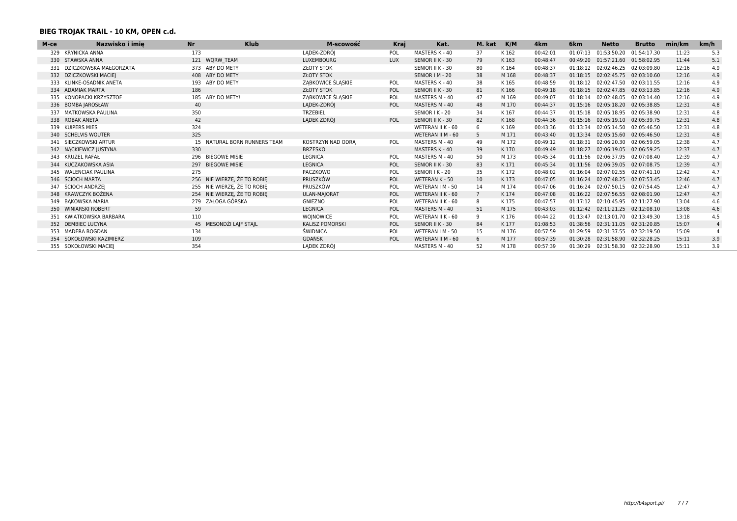## BIEG TROJAK TRAIL - 10 KM, OPEN c.d.

| M-ce | Nazwisko i imię | Nr | Klub | M-scowość | Kraj | Kat. | M. kat | K/M | 4km | 6km | Netto | Brutto | min/km | km/h |
|---|---|---|---|---|---|---|---|---|---|---|---|---|---|---|
| 329 | KRYNICKA ANNA | 173 | | LĄDEK-ZDRÓJ | POL | MASTERS K - 40 | 37 | K 162 | 00:42:01 | 01:07:13 | 01:53:50.20 | 01:54:17.30 | 11:23 | 5.3 |
| 330 | STAWSKA ANNA | 121 | WQRW_TEAM | LUXEMBOURG | LUX | SENIOR II K - 30 | 79 | K 163 | 00:48:47 | 00:49:20 | 01:57:21.60 | 01:58:02.95 | 11:44 | 5.1 |
| 331 | DZICZKOWSKA MAŁGORZATA | 373 | ABY DO METY | ZŁOTY STOK | | SENIOR II K - 30 | 80 | K 164 | 00:48:37 | 01:18:12 | 02:02:46.25 | 02:03:09.80 | 12:16 | 4.9 |
| 332 | DZICZKOWSKI MACIEJ | 408 | ABY DO METY | ZŁOTY STOK | | SENIOR I M - 20 | 38 | M 168 | 00:48:37 | 01:18:15 | 02:02:45.75 | 02:03:10.60 | 12:16 | 4.9 |
| 333 | KLINKE-OSADNIK ANETA | 193 | ABY DO METY | ZĄBKOWICE ŚLĄSKIE | POL | MASTERS K - 40 | 38 | K 165 | 00:48:59 | 01:18:12 | 02:02:47.50 | 02:03:11.55 | 12:16 | 4.9 |
| 334 | ADAMIAK MARTA | 186 | | ZŁOTY STOK | POL | SENIOR II K - 30 | 81 | K 166 | 00:49:18 | 01:18:15 | 02:02:47.85 | 02:03:13.85 | 12:16 | 4.9 |
| 335 | KONOPACKI KRZYSZTOF | 185 | ABY DO METY! | ZĄBKOWICE ŚLĄSKIE | POL | MASTERS M - 40 | 47 | M 169 | 00:49:07 | 01:18:14 | 02:02:48.05 | 02:03:14.40 | 12:16 | 4.9 |
| 336 | BOMBA JAROSŁAW | 40 | | LĄDEK-ZDRÓJ | POL | MASTERS M - 40 | 48 | M 170 | 00:44:37 | 01:15:16 | 02:05:18.20 | 02:05:38.85 | 12:31 | 4.8 |
| 337 | MATKOWSKA PAULINA | 350 | | TRZEBIEL | | SENIOR I K - 20 | 34 | K 167 | 00:44:37 | 01:15:18 | 02:05:18.95 | 02:05:38.90 | 12:31 | 4.8 |
| 338 | ROBAK ANETA | 42 | | LĄDEK ZDRÓJ | POL | SENIOR II K - 30 | 82 | K 168 | 00:44:36 | 01:15:16 | 02:05:19.10 | 02:05:39.75 | 12:31 | 4.8 |
| 339 | KUIPERS MIES | 324 | | | | WETERAN II K - 60 | 6 | K 169 | 00:43:36 | 01:13:34 | 02:05:14.50 | 02:05:46.50 | 12:31 | 4.8 |
| 340 | SCHELVIS WOUTER | 325 | | | | WETERAN II M - 60 | 5 | M 171 | 00:43:40 | 01:13:34 | 02:05:15.60 | 02:05:46.50 | 12:31 | 4.8 |
| 341 | SIECZKOWSKI ARTUR | 15 | NATURAL BORN RUNNERS TEAM | KOSTRZYN NAD ODRĄ | POL | MASTERS M - 40 | 49 | M 172 | 00:49:12 | 01:18:31 | 02:06:20.30 | 02:06:59.05 | 12:38 | 4.7 |
| 342 | NĄCKIEWICZ JUSTYNA | 330 | | BRZESKO | | MASTERS K - 40 | 39 | K 170 | 00:49:49 | 01:18:27 | 02:06:19.05 | 02:06:59.25 | 12:37 | 4.7 |
| 343 | KRUZEL RAFAŁ | 296 | BIEGOWE MISIE | LEGNICA | POL | MASTERS M - 40 | 50 | M 173 | 00:45:34 | 01:11:56 | 02:06:37.95 | 02:07:08.40 | 12:39 | 4.7 |
| 344 | KUCZAKOWSKA ASIA | 297 | BIEGOWE MISIE | LEGNICA | POL | SENIOR II K - 30 | 83 | K 171 | 00:45:34 | 01:11:56 | 02:06:39.05 | 02:07:08.75 | 12:39 | 4.7 |
| 345 | WALENCIAK PAULINA | 275 | | PACZKOWO | POL | SENIOR I K - 20 | 35 | K 172 | 00:48:02 | 01:16:04 | 02:07:02.55 | 02:07:41.10 | 12:42 | 4.7 |
| 346 | ŚCIOCH MARTA | 256 | NIE WIERZĘ, ŻE TO ROBIĘ | PRUSZKÓW | POL | WETERAN K - 50 | 10 | K 173 | 00:47:05 | 01:16:24 | 02:07:48.25 | 02:07:53.45 | 12:46 | 4.7 |
| 347 | ŚCIOCH ANDRZEJ | 255 | NIE WIERZĘ, ŻE TO ROBIĘ | PRUSZKÓW | POL | WETERAN I M - 50 | 14 | M 174 | 00:47:06 | 01:16:24 | 02:07:50.15 | 02:07:54.45 | 12:47 | 4.7 |
| 348 | KRAWCZYK BOŻENA | 254 | NIE WIERZĘ, ŻE TO ROBIĘ | ULAN-MAJORAT | POL | WETERAN II K - 60 | 7 | K 174 | 00:47:08 | 01:16:22 | 02:07:56.55 | 02:08:01.90 | 12:47 | 4.7 |
| 349 | BĄKOWSKA MARIA | 279 | ZAŁOGA GÓRSKA | GNIEZNO | POL | WETERAN II K - 60 | 8 | K 175 | 00:47:57 | 01:17:12 | 02:10:45.95 | 02:11:27.90 | 13:04 | 4.6 |
| 350 | WINIARSKI ROBERT | 59 | | LEGNICA | POL | MASTERS M - 40 | 51 | M 175 | 00:43:03 | 01:12:42 | 02:11:21.25 | 02:12:08.10 | 13:08 | 4.6 |
| 351 | KWIATKOWSKA BARBARA | 110 | | WOJNOWICE | POL | WETERAN II K - 60 | 9 | K 176 | 00:44:22 | 01:13:47 | 02:13:01.70 | 02:13:49.30 | 13:18 | 4.5 |
| 352 | DEMBIEC LUCYNA | 45 | MESONDŻI LAJF STAJL | KALISZ POMORSKI | POL | SENIOR II K - 30 | 84 | K 177 | 01:08:53 | 01:38:56 | 02:31:11.05 | 02:31:20.85 | 15:07 | 4 |
| 353 | MADERA BOGDAN | 134 | | ŚWIDNICA | POL | WETERAN I M - 50 | 15 | M 176 | 00:57:59 | 01:29:59 | 02:31:37.55 | 02:32:19.50 | 15:09 | 4 |
| 354 | SOKOŁOWSKI KAZIMIERZ | 109 | | GDAŃSK | POL | WETERAN II M - 60 | 6 | M 177 | 00:57:39 | 01:30:28 | 02:31:58.90 | 02:32:28.25 | 15:11 | 3.9 |
| 355 | SOKOŁOWSKI MACIEJ | 354 | | LĄDEK ZDRÓJ | | MASTERS M - 40 | 52 | M 178 | 00:57:39 | 01:30:29 | 02:31:58.30 | 02:32:28.90 | 15:11 | 3.9 |

http://b4sport.pl/